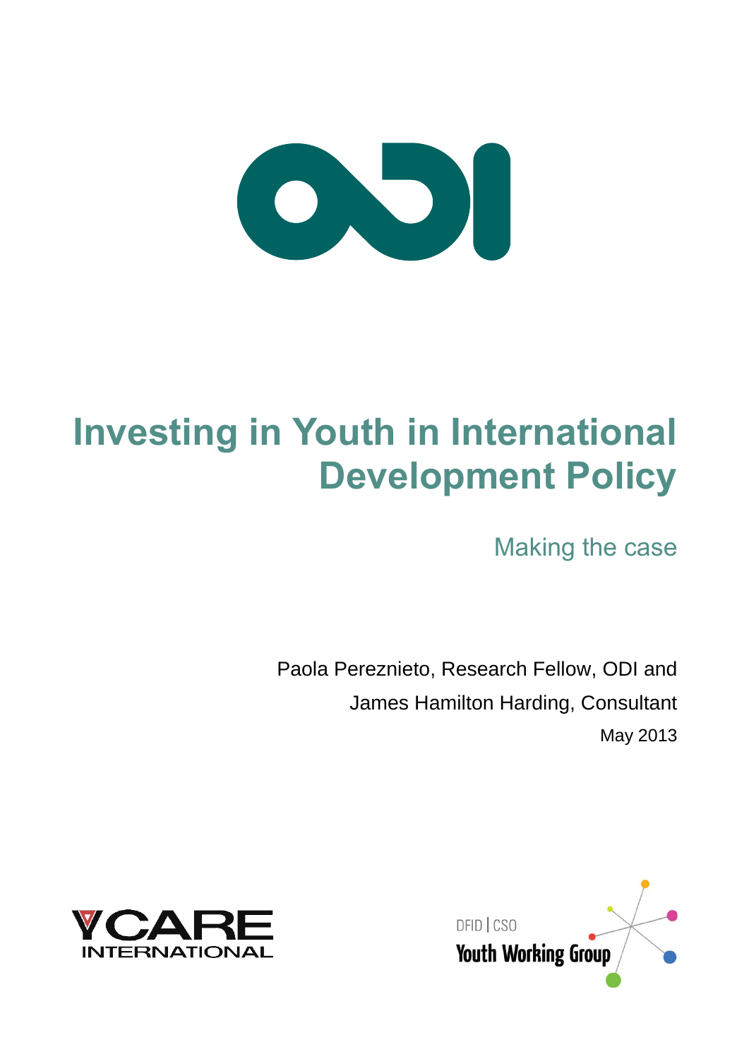# Investing in Youth in International Development Policy

## Making the case

Paola Pereznieto, Research Fellow, ODI and

James Hamilton Harding, Consultant

May 2013

YCARE INTERNATIONAL

DFID | CSO

Youth Working Group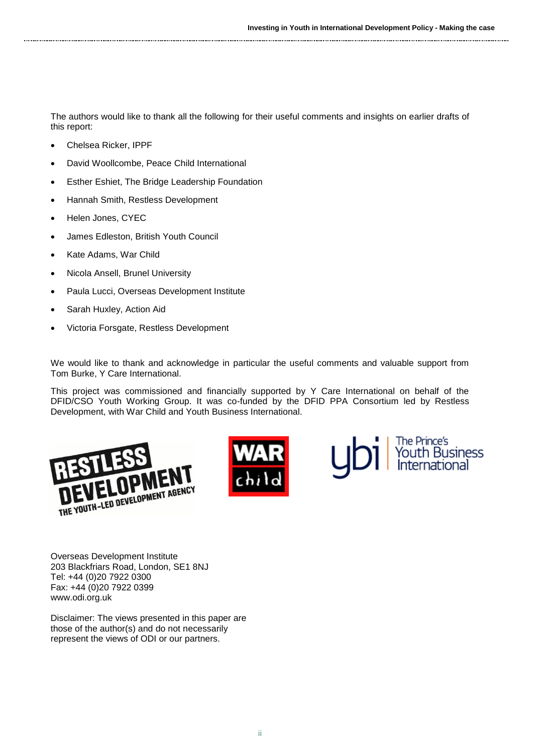The authors would like to thank all the following for their useful comments and insights on earlier drafts of this report:

- Chelsea Ricker, IPPF
- David Woollcombe, Peace Child International
- Esther Eshiet, The Bridge Leadership Foundation
- Hannah Smith, Restless Development
- Helen Jones, CYEC
- James Edleston, British Youth Council
- Kate Adams, War Child
- Nicola Ansell, Brunel University
- Paula Lucci, Overseas Development Institute
- Sarah Huxley, Action Aid
- Victoria Forsgate, Restless Development

We would like to thank and acknowledge in particular the useful comments and valuable support from Tom Burke, Y Care International.

This project was commissioned and financially supported by Y Care International on behalf of the DFID/CSO Youth Working Group. It was co-funded by the DFID PPA Consortium led by Restless Development, with War Child and Youth Business International.

Overseas Development Institute
203 Blackfriars Road, London, SE1 8NJ
Tel: +44 (0)20 7922 0300
Fax: +44 (0)20 7922 0399
www.odi.org.uk

Disclaimer: The views presented in this paper are those of the author(s) and do not necessarily represent the views of ODI or our partners.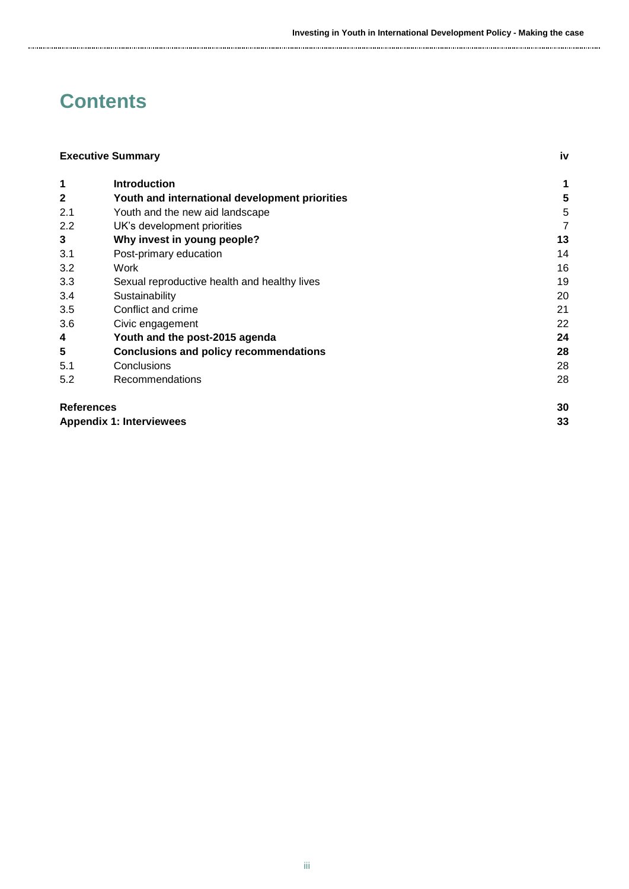# Contents

| | | |
|---|---|---|
| **Executive Summary** | | **iv** |
| **1** | **Introduction** | **1** |
| **2** | **Youth and international development priorities** | **5** |
| 2.1 | Youth and the new aid landscape | 5 |
| 2.2 | UK's development priorities | 7 |
| **3** | **Why invest in young people?** | **13** |
| 3.1 | Post-primary education | 14 |
| 3.2 | Work | 16 |
| 3.3 | Sexual reproductive health and healthy lives | 19 |
| 3.4 | Sustainability | 20 |
| 3.5 | Conflict and crime | 21 |
| 3.6 | Civic engagement | 22 |
| **4** | **Youth and the post-2015 agenda** | **24** |
| **5** | **Conclusions and policy recommendations** | **28** |
| 5.1 | Conclusions | 28 |
| 5.2 | Recommendations | 28 |
| **References** | | **30** |
| **Appendix 1: Interviewees** | | **33** |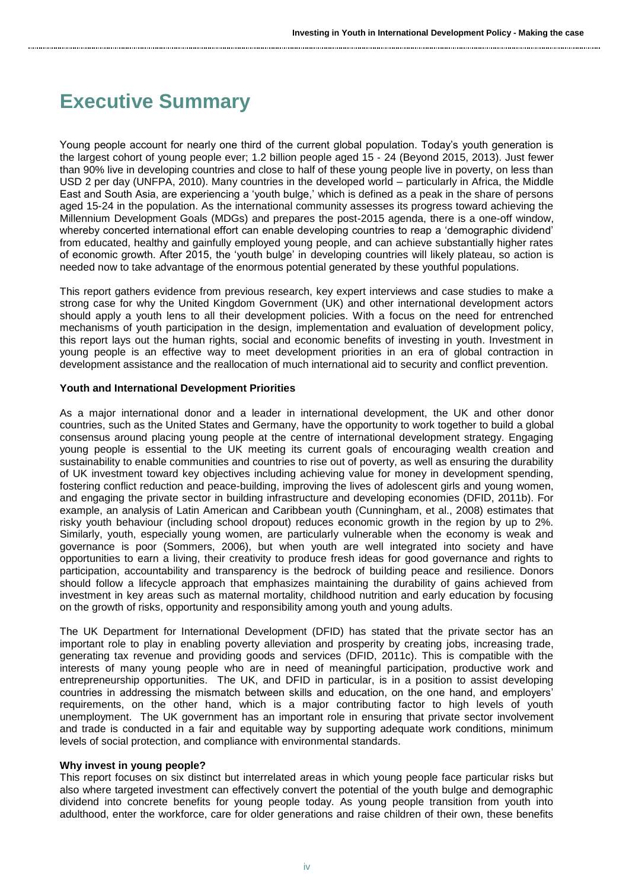# Executive Summary

Young people account for nearly one third of the current global population. Today's youth generation is the largest cohort of young people ever; 1.2 billion people aged 15 - 24 (Beyond 2015, 2013). Just fewer than 90% live in developing countries and close to half of these young people live in poverty, on less than USD 2 per day (UNFPA, 2010). Many countries in the developed world – particularly in Africa, the Middle East and South Asia, are experiencing a 'youth bulge,' which is defined as a peak in the share of persons aged 15-24 in the population. As the international community assesses its progress toward achieving the Millennium Development Goals (MDGs) and prepares the post-2015 agenda, there is a one-off window, whereby concerted international effort can enable developing countries to reap a 'demographic dividend' from educated, healthy and gainfully employed young people, and can achieve substantially higher rates of economic growth. After 2015, the 'youth bulge' in developing countries will likely plateau, so action is needed now to take advantage of the enormous potential generated by these youthful populations.

This report gathers evidence from previous research, key expert interviews and case studies to make a strong case for why the United Kingdom Government (UK) and other international development actors should apply a youth lens to all their development policies. With a focus on the need for entrenched mechanisms of youth participation in the design, implementation and evaluation of development policy, this report lays out the human rights, social and economic benefits of investing in youth. Investment in young people is an effective way to meet development priorities in an era of global contraction in development assistance and the reallocation of much international aid to security and conflict prevention.

**Youth and International Development Priorities**

As a major international donor and a leader in international development, the UK and other donor countries, such as the United States and Germany, have the opportunity to work together to build a global consensus around placing young people at the centre of international development strategy. Engaging young people is essential to the UK meeting its current goals of encouraging wealth creation and sustainability to enable communities and countries to rise out of poverty, as well as ensuring the durability of UK investment toward key objectives including achieving value for money in development spending, fostering conflict reduction and peace-building, improving the lives of adolescent girls and young women, and engaging the private sector in building infrastructure and developing economies (DFID, 2011b). For example, an analysis of Latin American and Caribbean youth (Cunningham, et al., 2008) estimates that risky youth behaviour (including school dropout) reduces economic growth in the region by up to 2%. Similarly, youth, especially young women, are particularly vulnerable when the economy is weak and governance is poor (Sommers, 2006), but when youth are well integrated into society and have opportunities to earn a living, their creativity to produce fresh ideas for good governance and rights to participation, accountability and transparency is the bedrock of building peace and resilience. Donors should follow a lifecycle approach that emphasizes maintaining the durability of gains achieved from investment in key areas such as maternal mortality, childhood nutrition and early education by focusing on the growth of risks, opportunity and responsibility among youth and young adults.

The UK Department for International Development (DFID) has stated that the private sector has an important role to play in enabling poverty alleviation and prosperity by creating jobs, increasing trade, generating tax revenue and providing goods and services (DFID, 2011c). This is compatible with the interests of many young people who are in need of meaningful participation, productive work and entrepreneurship opportunities. The UK, and DFID in particular, is in a position to assist developing countries in addressing the mismatch between skills and education, on the one hand, and employers' requirements, on the other hand, which is a major contributing factor to high levels of youth unemployment. The UK government has an important role in ensuring that private sector involvement and trade is conducted in a fair and equitable way by supporting adequate work conditions, minimum levels of social protection, and compliance with environmental standards.

**Why invest in young people?**

This report focuses on six distinct but interrelated areas in which young people face particular risks but also where targeted investment can effectively convert the potential of the youth bulge and demographic dividend into concrete benefits for young people today. As young people transition from youth into adulthood, enter the workforce, care for older generations and raise children of their own, these benefits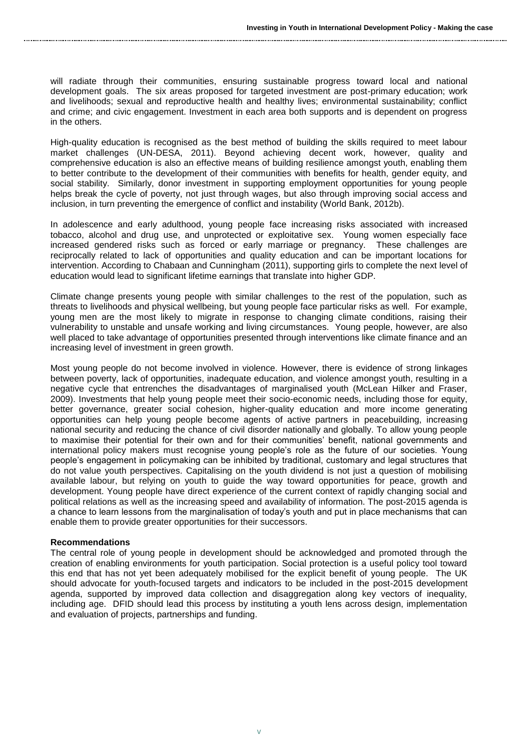will radiate through their communities, ensuring sustainable progress toward local and national development goals. The six areas proposed for targeted investment are post-primary education; work and livelihoods; sexual and reproductive health and healthy lives; environmental sustainability; conflict and crime; and civic engagement. Investment in each area both supports and is dependent on progress in the others.

High-quality education is recognised as the best method of building the skills required to meet labour market challenges (UN-DESA, 2011). Beyond achieving decent work, however, quality and comprehensive education is also an effective means of building resilience amongst youth, enabling them to better contribute to the development of their communities with benefits for health, gender equity, and social stability. Similarly, donor investment in supporting employment opportunities for young people helps break the cycle of poverty, not just through wages, but also through improving social access and inclusion, in turn preventing the emergence of conflict and instability (World Bank, 2012b).

In adolescence and early adulthood, young people face increasing risks associated with increased tobacco, alcohol and drug use, and unprotected or exploitative sex. Young women especially face increased gendered risks such as forced or early marriage or pregnancy. These challenges are reciprocally related to lack of opportunities and quality education and can be important locations for intervention. According to Chabaan and Cunningham (2011), supporting girls to complete the next level of education would lead to significant lifetime earnings that translate into higher GDP.

Climate change presents young people with similar challenges to the rest of the population, such as threats to livelihoods and physical wellbeing, but young people face particular risks as well. For example, young men are the most likely to migrate in response to changing climate conditions, raising their vulnerability to unstable and unsafe working and living circumstances. Young people, however, are also well placed to take advantage of opportunities presented through interventions like climate finance and an increasing level of investment in green growth.

Most young people do not become involved in violence. However, there is evidence of strong linkages between poverty, lack of opportunities, inadequate education, and violence amongst youth, resulting in a negative cycle that entrenches the disadvantages of marginalised youth (McLean Hilker and Fraser, 2009). Investments that help young people meet their socio-economic needs, including those for equity, better governance, greater social cohesion, higher-quality education and more income generating opportunities can help young people become agents of active partners in peacebuilding, increasing national security and reducing the chance of civil disorder nationally and globally. To allow young people to maximise their potential for their own and for their communities' benefit, national governments and international policy makers must recognise young people's role as the future of our societies. Young people's engagement in policymaking can be inhibited by traditional, customary and legal structures that do not value youth perspectives. Capitalising on the youth dividend is not just a question of mobilising available labour, but relying on youth to guide the way toward opportunities for peace, growth and development. Young people have direct experience of the current context of rapidly changing social and political relations as well as the increasing speed and availability of information. The post-2015 agenda is a chance to learn lessons from the marginalisation of today's youth and put in place mechanisms that can enable them to provide greater opportunities for their successors.

**Recommendations**

The central role of young people in development should be acknowledged and promoted through the creation of enabling environments for youth participation. Social protection is a useful policy tool toward this end that has not yet been adequately mobilised for the explicit benefit of young people. The UK should advocate for youth-focused targets and indicators to be included in the post-2015 development agenda, supported by improved data collection and disaggregation along key vectors of inequality, including age. DFID should lead this process by instituting a youth lens across design, implementation and evaluation of projects, partnerships and funding.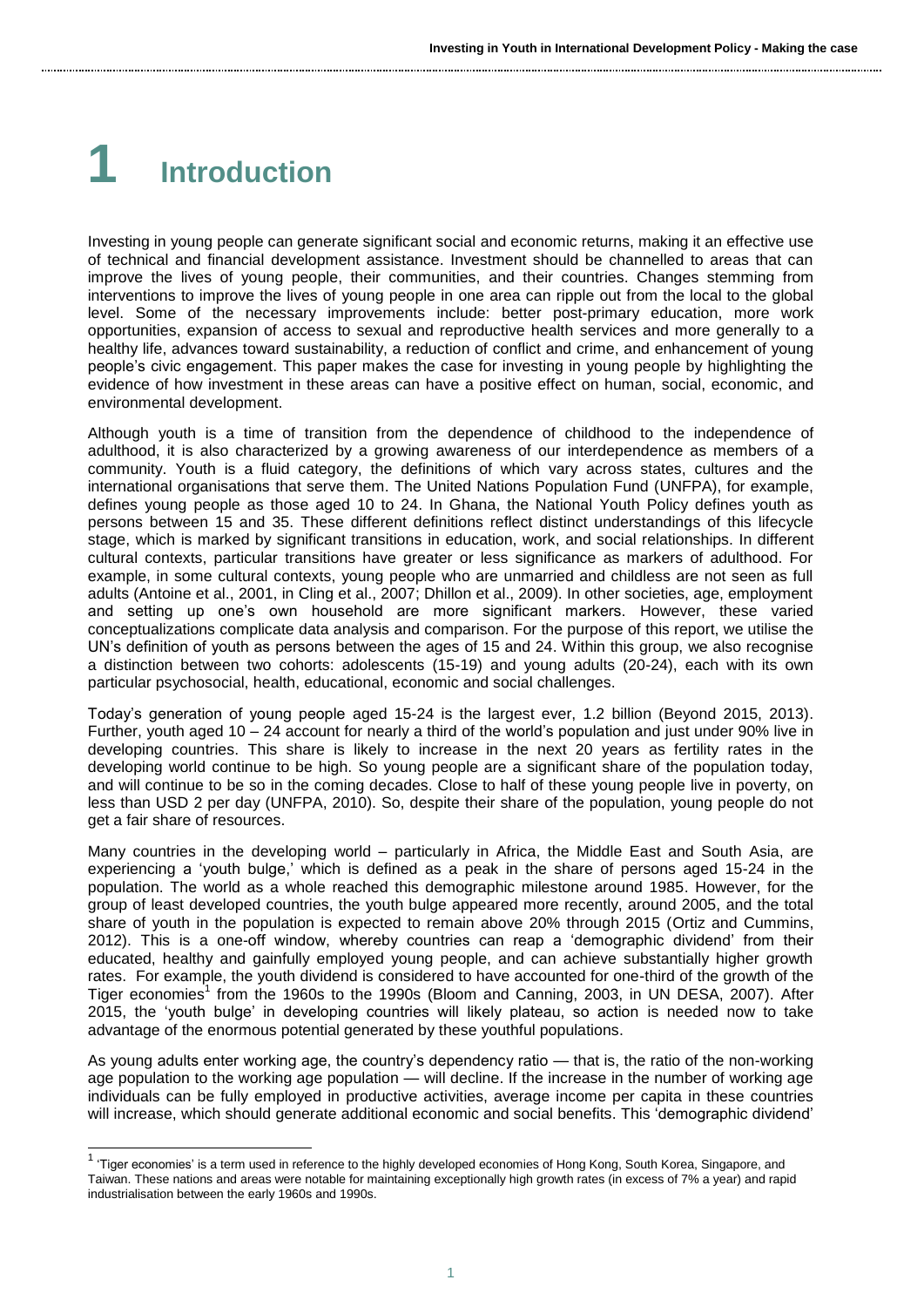# 1 Introduction

Investing in young people can generate significant social and economic returns, making it an effective use of technical and financial development assistance. Investment should be channelled to areas that can improve the lives of young people, their communities, and their countries. Changes stemming from interventions to improve the lives of young people in one area can ripple out from the local to the global level. Some of the necessary improvements include: better post-primary education, more work opportunities, expansion of access to sexual and reproductive health services and more generally to a healthy life, advances toward sustainability, a reduction of conflict and crime, and enhancement of young people's civic engagement. This paper makes the case for investing in young people by highlighting the evidence of how investment in these areas can have a positive effect on human, social, economic, and environmental development.

Although youth is a time of transition from the dependence of childhood to the independence of adulthood, it is also characterized by a growing awareness of our interdependence as members of a community. Youth is a fluid category, the definitions of which vary across states, cultures and the international organisations that serve them. The United Nations Population Fund (UNFPA), for example, defines young people as those aged 10 to 24. In Ghana, the National Youth Policy defines youth as persons between 15 and 35. These different definitions reflect distinct understandings of this lifecycle stage, which is marked by significant transitions in education, work, and social relationships. In different cultural contexts, particular transitions have greater or less significance as markers of adulthood. For example, in some cultural contexts, young people who are unmarried and childless are not seen as full adults (Antoine et al., 2001, in Cling et al., 2007; Dhillon et al., 2009). In other societies, age, employment and setting up one's own household are more significant markers. However, these varied conceptualizations complicate data analysis and comparison. For the purpose of this report, we utilise the UN's definition of youth as persons between the ages of 15 and 24. Within this group, we also recognise a distinction between two cohorts: adolescents (15-19) and young adults (20-24), each with its own particular psychosocial, health, educational, economic and social challenges.

Today's generation of young people aged 15-24 is the largest ever, 1.2 billion (Beyond 2015, 2013). Further, youth aged 10 – 24 account for nearly a third of the world's population and just under 90% live in developing countries. This share is likely to increase in the next 20 years as fertility rates in the developing world continue to be high. So young people are a significant share of the population today, and will continue to be so in the coming decades. Close to half of these young people live in poverty, on less than USD 2 per day (UNFPA, 2010). So, despite their share of the population, young people do not get a fair share of resources.

Many countries in the developing world – particularly in Africa, the Middle East and South Asia, are experiencing a 'youth bulge,' which is defined as a peak in the share of persons aged 15-24 in the population. The world as a whole reached this demographic milestone around 1985. However, for the group of least developed countries, the youth bulge appeared more recently, around 2005, and the total share of youth in the population is expected to remain above 20% through 2015 (Ortiz and Cummins, 2012). This is a one-off window, whereby countries can reap a 'demographic dividend' from their educated, healthy and gainfully employed young people, and can achieve substantially higher growth rates. For example, the youth dividend is considered to have accounted for one-third of the growth of the Tiger economies[1] from the 1960s to the 1990s (Bloom and Canning, 2003, in UN DESA, 2007). After 2015, the 'youth bulge' in developing countries will likely plateau, so action is needed now to take advantage of the enormous potential generated by these youthful populations.

As young adults enter working age, the country's dependency ratio — that is, the ratio of the non-working age population to the working age population — will decline. If the increase in the number of working age individuals can be fully employed in productive activities, average income per capita in these countries will increase, which should generate additional economic and social benefits. This 'demographic dividend'

[1] 'Tiger economies' is a term used in reference to the highly developed economies of Hong Kong, South Korea, Singapore, and Taiwan. These nations and areas were notable for maintaining exceptionally high growth rates (in excess of 7% a year) and rapid industrialisation between the early 1960s and 1990s.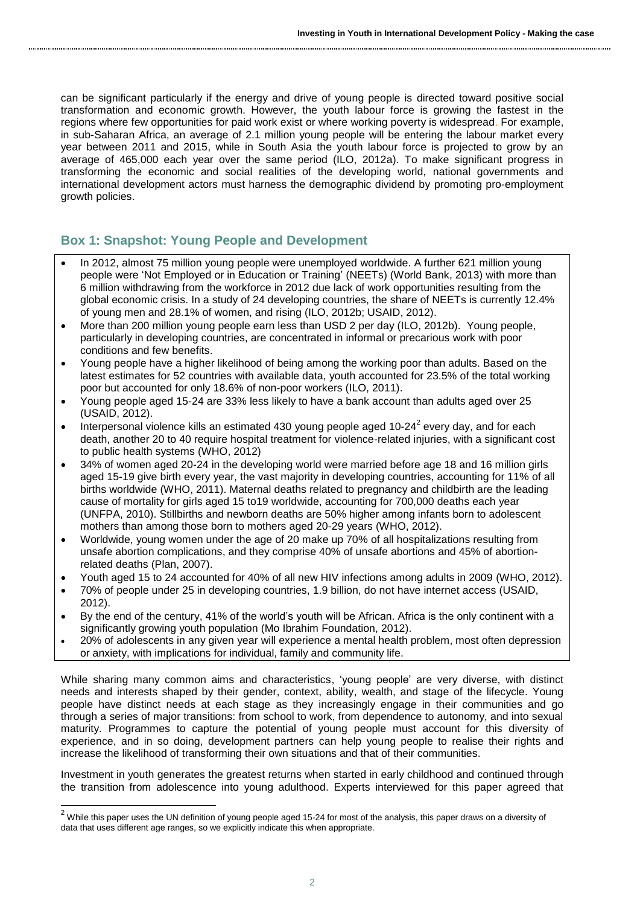can be significant particularly if the energy and drive of young people is directed toward positive social transformation and economic growth. However, the youth labour force is growing the fastest in the regions where few opportunities for paid work exist or where working poverty is widespread. For example, in sub-Saharan Africa, an average of 2.1 million young people will be entering the labour market every year between 2011 and 2015, while in South Asia the youth labour force is projected to grow by an average of 465,000 each year over the same period (ILO, 2012a). To make significant progress in transforming the economic and social realities of the developing world, national governments and international development actors must harness the demographic dividend by promoting pro-employment growth policies.

## Box 1: Snapshot: Young People and Development

- In 2012, almost 75 million young people were unemployed worldwide. A further 621 million young people were 'Not Employed or in Education or Training' (NEETs) (World Bank, 2013) with more than 6 million withdrawing from the workforce in 2012 due lack of work opportunities resulting from the global economic crisis. In a study of 24 developing countries, the share of NEETs is currently 12.4% of young men and 28.1% of women, and rising (ILO, 2012b; USAID, 2012).
- More than 200 million young people earn less than USD 2 per day (ILO, 2012b). Young people, particularly in developing countries, are concentrated in informal or precarious work with poor conditions and few benefits.
- Young people have a higher likelihood of being among the working poor than adults. Based on the latest estimates for 52 countries with available data, youth accounted for 23.5% of the total working poor but accounted for only 18.6% of non-poor workers (ILO, 2011).
- Young people aged 15-24 are 33% less likely to have a bank account than adults aged over 25 (USAID, 2012).
- Interpersonal violence kills an estimated 430 young people aged 10-24[2] every day, and for each death, another 20 to 40 require hospital treatment for violence-related injuries, with a significant cost to public health systems (WHO, 2012)
- 34% of women aged 20-24 in the developing world were married before age 18 and 16 million girls aged 15-19 give birth every year, the vast majority in developing countries, accounting for 11% of all births worldwide (WHO, 2011). Maternal deaths related to pregnancy and childbirth are the leading cause of mortality for girls aged 15 to19 worldwide, accounting for 700,000 deaths each year (UNFPA, 2010). Stillbirths and newborn deaths are 50% higher among infants born to adolescent mothers than among those born to mothers aged 20-29 years (WHO, 2012).
- Worldwide, young women under the age of 20 make up 70% of all hospitalizations resulting from unsafe abortion complications, and they comprise 40% of unsafe abortions and 45% of abortion-related deaths (Plan, 2007).
- Youth aged 15 to 24 accounted for 40% of all new HIV infections among adults in 2009 (WHO, 2012).
- 70% of people under 25 in developing countries, 1.9 billion, do not have internet access (USAID, 2012).
- By the end of the century, 41% of the world's youth will be African. Africa is the only continent with a significantly growing youth population (Mo Ibrahim Foundation, 2012).
- 20% of adolescents in any given year will experience a mental health problem, most often depression or anxiety, with implications for individual, family and community life.

While sharing many common aims and characteristics, 'young people' are very diverse, with distinct needs and interests shaped by their gender, context, ability, wealth, and stage of the lifecycle. Young people have distinct needs at each stage as they increasingly engage in their communities and go through a series of major transitions: from school to work, from dependence to autonomy, and into sexual maturity. Programmes to capture the potential of young people must account for this diversity of experience, and in so doing, development partners can help young people to realise their rights and increase the likelihood of transforming their own situations and that of their communities.

Investment in youth generates the greatest returns when started in early childhood and continued through the transition from adolescence into young adulthood. Experts interviewed for this paper agreed that

[2] While this paper uses the UN definition of young people aged 15-24 for most of the analysis, this paper draws on a diversity of data that uses different age ranges, so we explicitly indicate this when appropriate.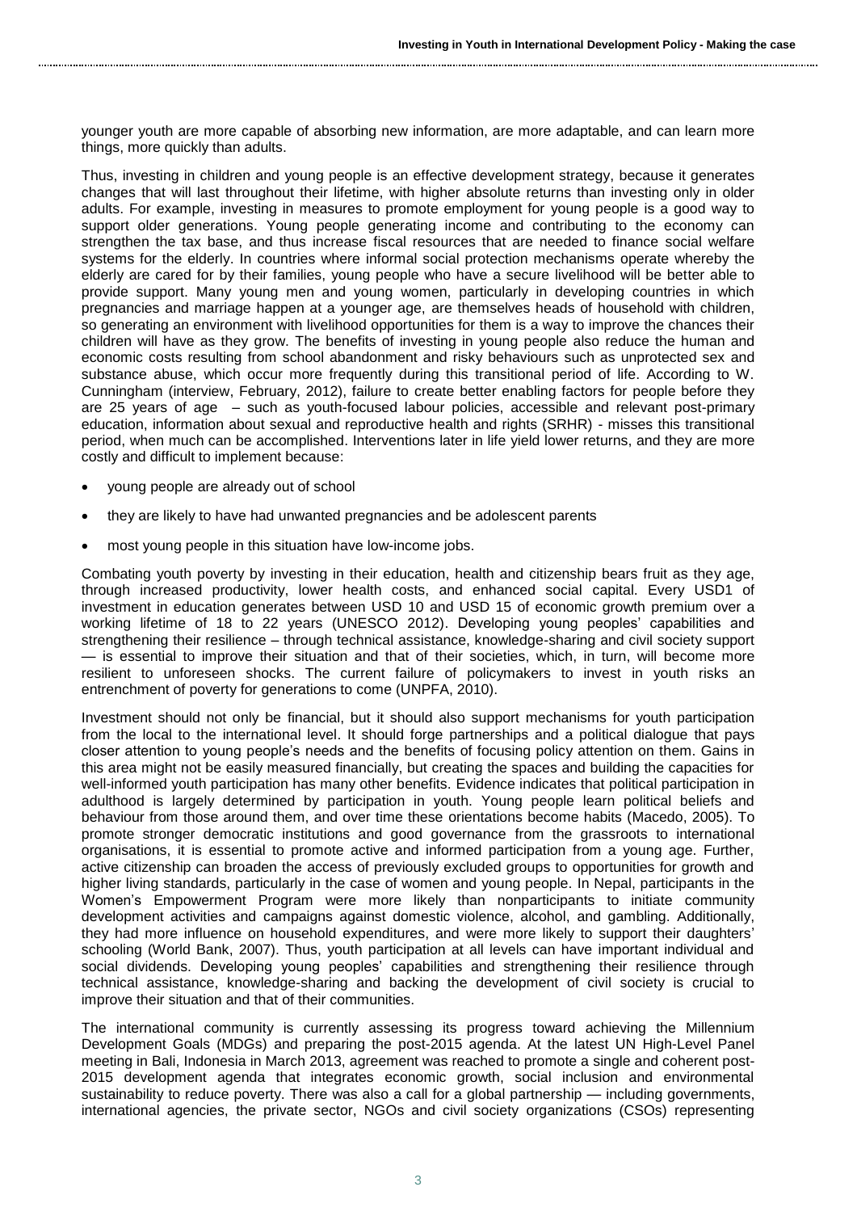younger youth are more capable of absorbing new information, are more adaptable, and can learn more things, more quickly than adults.

Thus, investing in children and young people is an effective development strategy, because it generates changes that will last throughout their lifetime, with higher absolute returns than investing only in older adults. For example, investing in measures to promote employment for young people is a good way to support older generations. Young people generating income and contributing to the economy can strengthen the tax base, and thus increase fiscal resources that are needed to finance social welfare systems for the elderly. In countries where informal social protection mechanisms operate whereby the elderly are cared for by their families, young people who have a secure livelihood will be better able to provide support. Many young men and young women, particularly in developing countries in which pregnancies and marriage happen at a younger age, are themselves heads of household with children, so generating an environment with livelihood opportunities for them is a way to improve the chances their children will have as they grow. The benefits of investing in young people also reduce the human and economic costs resulting from school abandonment and risky behaviours such as unprotected sex and substance abuse, which occur more frequently during this transitional period of life. According to W. Cunningham (interview, February, 2012), failure to create better enabling factors for people before they are 25 years of age – such as youth-focused labour policies, accessible and relevant post-primary education, information about sexual and reproductive health and rights (SRHR) - misses this transitional period, when much can be accomplished. Interventions later in life yield lower returns, and they are more costly and difficult to implement because:

- young people are already out of school
- they are likely to have had unwanted pregnancies and be adolescent parents
- most young people in this situation have low-income jobs.

Combating youth poverty by investing in their education, health and citizenship bears fruit as they age, through increased productivity, lower health costs, and enhanced social capital. Every USD1 of investment in education generates between USD 10 and USD 15 of economic growth premium over a working lifetime of 18 to 22 years (UNESCO 2012). Developing young peoples' capabilities and strengthening their resilience – through technical assistance, knowledge-sharing and civil society support — is essential to improve their situation and that of their societies, which, in turn, will become more resilient to unforeseen shocks. The current failure of policymakers to invest in youth risks an entrenchment of poverty for generations to come (UNPFA, 2010).

Investment should not only be financial, but it should also support mechanisms for youth participation from the local to the international level. It should forge partnerships and a political dialogue that pays closer attention to young people's needs and the benefits of focusing policy attention on them. Gains in this area might not be easily measured financially, but creating the spaces and building the capacities for well-informed youth participation has many other benefits. Evidence indicates that political participation in adulthood is largely determined by participation in youth. Young people learn political beliefs and behaviour from those around them, and over time these orientations become habits (Macedo, 2005). To promote stronger democratic institutions and good governance from the grassroots to international organisations, it is essential to promote active and informed participation from a young age. Further, active citizenship can broaden the access of previously excluded groups to opportunities for growth and higher living standards, particularly in the case of women and young people. In Nepal, participants in the Women's Empowerment Program were more likely than nonparticipants to initiate community development activities and campaigns against domestic violence, alcohol, and gambling. Additionally, they had more influence on household expenditures, and were more likely to support their daughters' schooling (World Bank, 2007). Thus, youth participation at all levels can have important individual and social dividends. Developing young peoples' capabilities and strengthening their resilience through technical assistance, knowledge-sharing and backing the development of civil society is crucial to improve their situation and that of their communities.

The international community is currently assessing its progress toward achieving the Millennium Development Goals (MDGs) and preparing the post-2015 agenda. At the latest UN High-Level Panel meeting in Bali, Indonesia in March 2013, agreement was reached to promote a single and coherent post-2015 development agenda that integrates economic growth, social inclusion and environmental sustainability to reduce poverty. There was also a call for a global partnership — including governments, international agencies, the private sector, NGOs and civil society organizations (CSOs) representing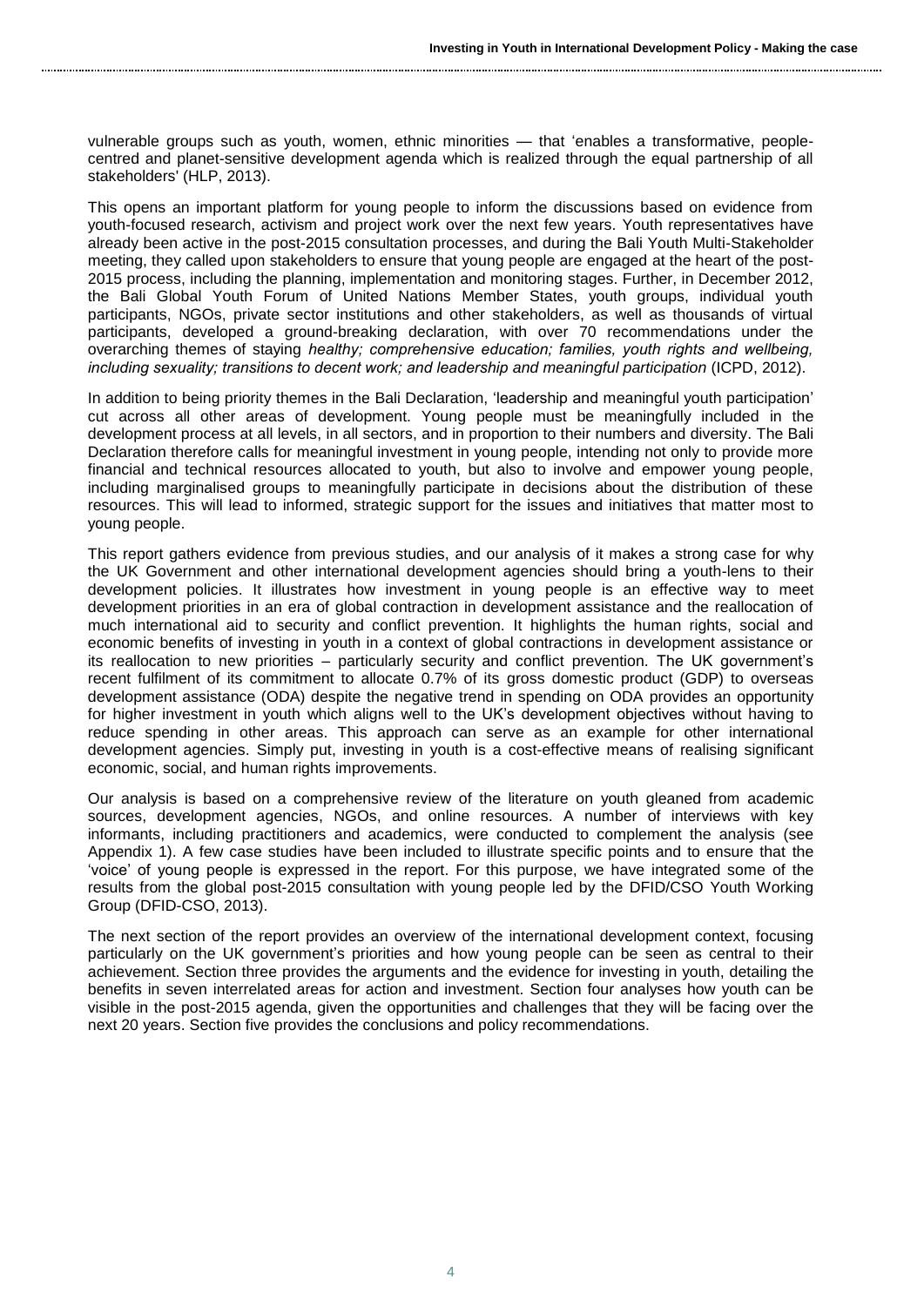vulnerable groups such as youth, women, ethnic minorities — that 'enables a transformative, people-centred and planet-sensitive development agenda which is realized through the equal partnership of all stakeholders' (HLP, 2013).

This opens an important platform for young people to inform the discussions based on evidence from youth-focused research, activism and project work over the next few years. Youth representatives have already been active in the post-2015 consultation processes, and during the Bali Youth Multi-Stakeholder meeting, they called upon stakeholders to ensure that young people are engaged at the heart of the post-2015 process, including the planning, implementation and monitoring stages. Further, in December 2012, the Bali Global Youth Forum of United Nations Member States, youth groups, individual youth participants, NGOs, private sector institutions and other stakeholders, as well as thousands of virtual participants, developed a ground-breaking declaration, with over 70 recommendations under the overarching themes of staying *healthy; comprehensive education; families, youth rights and wellbeing, including sexuality; transitions to decent work; and leadership and meaningful participation* (ICPD, 2012).

In addition to being priority themes in the Bali Declaration, 'leadership and meaningful youth participation' cut across all other areas of development. Young people must be meaningfully included in the development process at all levels, in all sectors, and in proportion to their numbers and diversity. The Bali Declaration therefore calls for meaningful investment in young people, intending not only to provide more financial and technical resources allocated to youth, but also to involve and empower young people, including marginalised groups to meaningfully participate in decisions about the distribution of these resources. This will lead to informed, strategic support for the issues and initiatives that matter most to young people.

This report gathers evidence from previous studies, and our analysis of it makes a strong case for why the UK Government and other international development agencies should bring a youth-lens to their development policies. It illustrates how investment in young people is an effective way to meet development priorities in an era of global contraction in development assistance and the reallocation of much international aid to security and conflict prevention. It highlights the human rights, social and economic benefits of investing in youth in a context of global contractions in development assistance or its reallocation to new priorities – particularly security and conflict prevention. The UK government's recent fulfilment of its commitment to allocate 0.7% of its gross domestic product (GDP) to overseas development assistance (ODA) despite the negative trend in spending on ODA provides an opportunity for higher investment in youth which aligns well to the UK's development objectives without having to reduce spending in other areas. This approach can serve as an example for other international development agencies. Simply put, investing in youth is a cost-effective means of realising significant economic, social, and human rights improvements.

Our analysis is based on a comprehensive review of the literature on youth gleaned from academic sources, development agencies, NGOs, and online resources. A number of interviews with key informants, including practitioners and academics, were conducted to complement the analysis (see Appendix 1). A few case studies have been included to illustrate specific points and to ensure that the 'voice' of young people is expressed in the report. For this purpose, we have integrated some of the results from the global post-2015 consultation with young people led by the DFID/CSO Youth Working Group (DFID-CSO, 2013).

The next section of the report provides an overview of the international development context, focusing particularly on the UK government's priorities and how young people can be seen as central to their achievement. Section three provides the arguments and the evidence for investing in youth, detailing the benefits in seven interrelated areas for action and investment. Section four analyses how youth can be visible in the post-2015 agenda, given the opportunities and challenges that they will be facing over the next 20 years. Section five provides the conclusions and policy recommendations.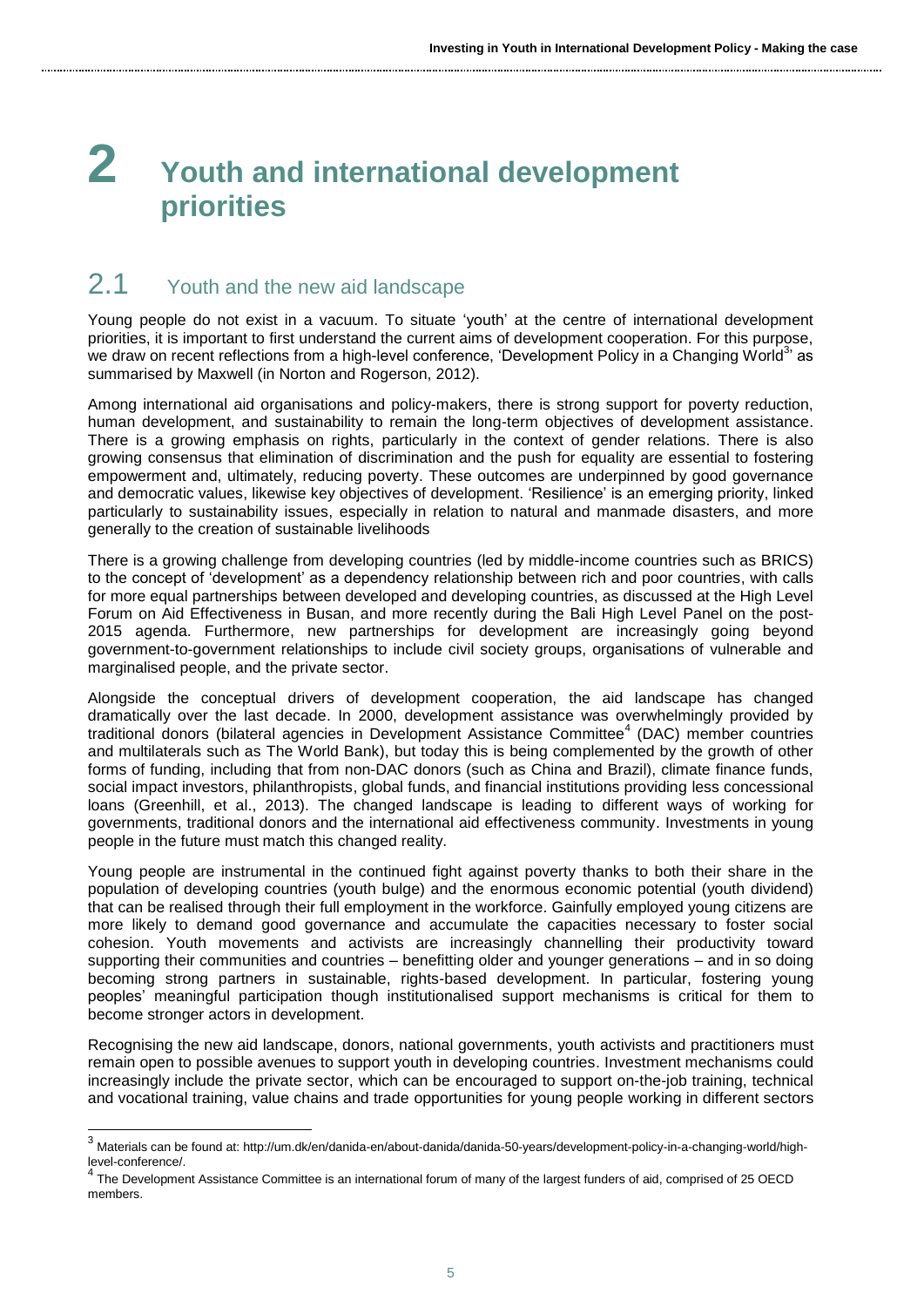# 2 Youth and international development priorities

## 2.1 Youth and the new aid landscape

Young people do not exist in a vacuum. To situate 'youth' at the centre of international development priorities, it is important to first understand the current aims of development cooperation. For this purpose, we draw on recent reflections from a high-level conference, 'Development Policy in a Changing World[3]' as summarised by Maxwell (in Norton and Rogerson, 2012).

Among international aid organisations and policy-makers, there is strong support for poverty reduction, human development, and sustainability to remain the long-term objectives of development assistance. There is a growing emphasis on rights, particularly in the context of gender relations. There is also growing consensus that elimination of discrimination and the push for equality are essential to fostering empowerment and, ultimately, reducing poverty. These outcomes are underpinned by good governance and democratic values, likewise key objectives of development. 'Resilience' is an emerging priority, linked particularly to sustainability issues, especially in relation to natural and manmade disasters, and more generally to the creation of sustainable livelihoods

There is a growing challenge from developing countries (led by middle-income countries such as BRICS) to the concept of 'development' as a dependency relationship between rich and poor countries, with calls for more equal partnerships between developed and developing countries, as discussed at the High Level Forum on Aid Effectiveness in Busan, and more recently during the Bali High Level Panel on the post-2015 agenda. Furthermore, new partnerships for development are increasingly going beyond government-to-government relationships to include civil society groups, organisations of vulnerable and marginalised people, and the private sector.

Alongside the conceptual drivers of development cooperation, the aid landscape has changed dramatically over the last decade. In 2000, development assistance was overwhelmingly provided by traditional donors (bilateral agencies in Development Assistance Committee[4] (DAC) member countries and multilaterals such as The World Bank), but today this is being complemented by the growth of other forms of funding, including that from non-DAC donors (such as China and Brazil), climate finance funds, social impact investors, philanthropists, global funds, and financial institutions providing less concessional loans (Greenhill, et al., 2013). The changed landscape is leading to different ways of working for governments, traditional donors and the international aid effectiveness community. Investments in young people in the future must match this changed reality.

Young people are instrumental in the continued fight against poverty thanks to both their share in the population of developing countries (youth bulge) and the enormous economic potential (youth dividend) that can be realised through their full employment in the workforce. Gainfully employed young citizens are more likely to demand good governance and accumulate the capacities necessary to foster social cohesion. Youth movements and activists are increasingly channelling their productivity toward supporting their communities and countries – benefitting older and younger generations – and in so doing becoming strong partners in sustainable, rights-based development. In particular, fostering young peoples' meaningful participation though institutionalised support mechanisms is critical for them to become stronger actors in development.

Recognising the new aid landscape, donors, national governments, youth activists and practitioners must remain open to possible avenues to support youth in developing countries. Investment mechanisms could increasingly include the private sector, which can be encouraged to support on-the-job training, technical and vocational training, value chains and trade opportunities for young people working in different sectors

---

[3] Materials can be found at: http://um.dk/en/danida-en/about-danida/danida-50-years/development-policy-in-a-changing-world/high-level-conference/.

[4] The Development Assistance Committee is an international forum of many of the largest funders of aid, comprised of 25 OECD members.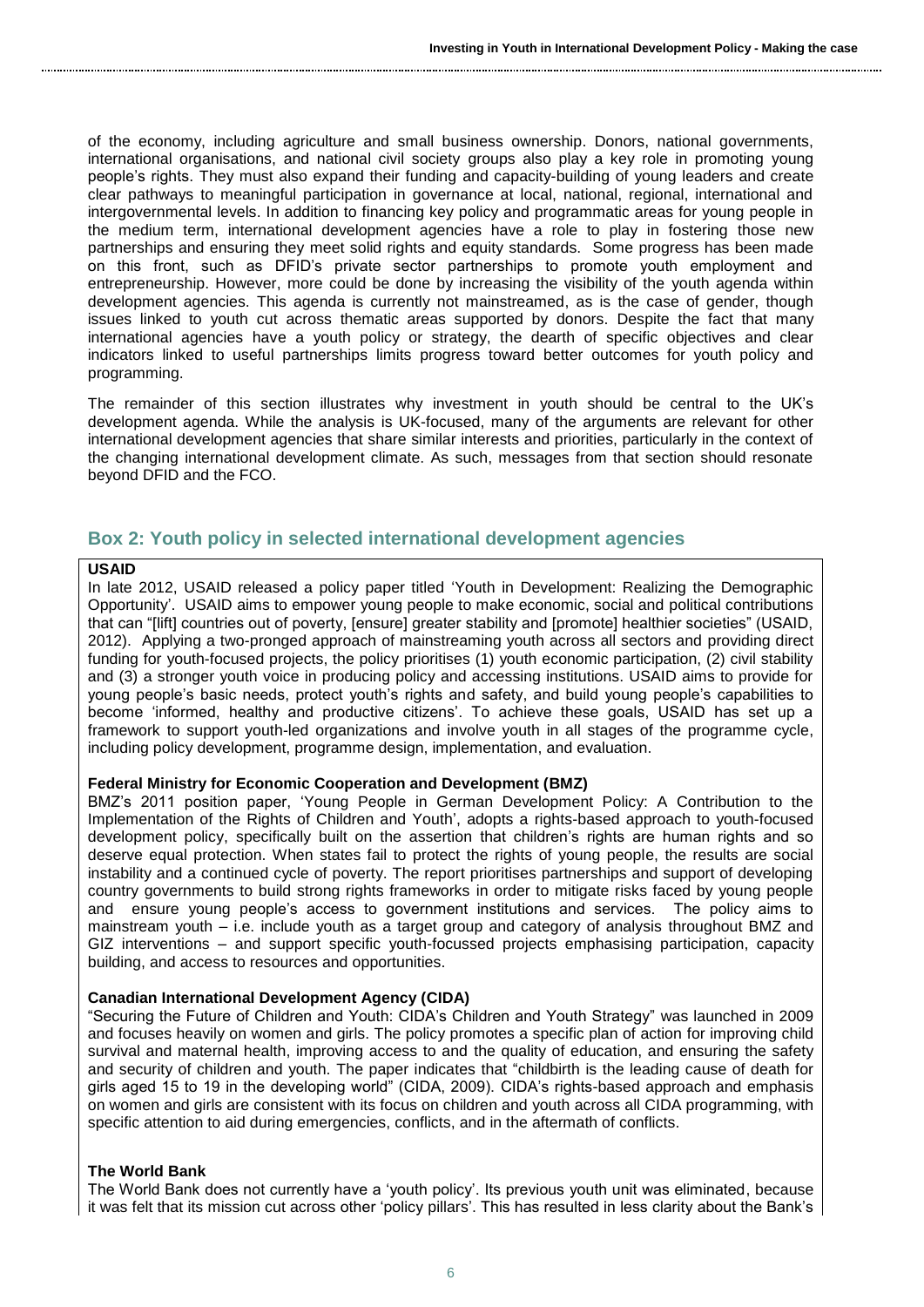of the economy, including agriculture and small business ownership. Donors, national governments, international organisations, and national civil society groups also play a key role in promoting young people's rights. They must also expand their funding and capacity-building of young leaders and create clear pathways to meaningful participation in governance at local, national, regional, international and intergovernmental levels. In addition to financing key policy and programmatic areas for young people in the medium term, international development agencies have a role to play in fostering those new partnerships and ensuring they meet solid rights and equity standards. Some progress has been made on this front, such as DFID's private sector partnerships to promote youth employment and entrepreneurship. However, more could be done by increasing the visibility of the youth agenda within development agencies. This agenda is currently not mainstreamed, as is the case of gender, though issues linked to youth cut across thematic areas supported by donors. Despite the fact that many international agencies have a youth policy or strategy, the dearth of specific objectives and clear indicators linked to useful partnerships limits progress toward better outcomes for youth policy and programming.

The remainder of this section illustrates why investment in youth should be central to the UK's development agenda. While the analysis is UK-focused, many of the arguments are relevant for other international development agencies that share similar interests and priorities, particularly in the context of the changing international development climate. As such, messages from that section should resonate beyond DFID and the FCO.

## Box 2: Youth policy in selected international development agencies

**USAID**

In late 2012, USAID released a policy paper titled 'Youth in Development: Realizing the Demographic Opportunity'. USAID aims to empower young people to make economic, social and political contributions that can "[lift] countries out of poverty, [ensure] greater stability and [promote] healthier societies" (USAID, 2012). Applying a two-pronged approach of mainstreaming youth across all sectors and providing direct funding for youth-focused projects, the policy prioritises (1) youth economic participation, (2) civil stability and (3) a stronger youth voice in producing policy and accessing institutions. USAID aims to provide for young people's basic needs, protect youth's rights and safety, and build young people's capabilities to become 'informed, healthy and productive citizens'. To achieve these goals, USAID has set up a framework to support youth-led organizations and involve youth in all stages of the programme cycle, including policy development, programme design, implementation, and evaluation.

**Federal Ministry for Economic Cooperation and Development (BMZ)**

BMZ's 2011 position paper, 'Young People in German Development Policy: A Contribution to the Implementation of the Rights of Children and Youth', adopts a rights-based approach to youth-focused development policy, specifically built on the assertion that children's rights are human rights and so deserve equal protection. When states fail to protect the rights of young people, the results are social instability and a continued cycle of poverty. The report prioritises partnerships and support of developing country governments to build strong rights frameworks in order to mitigate risks faced by young people and ensure young people's access to government institutions and services. The policy aims to mainstream youth – i.e. include youth as a target group and category of analysis throughout BMZ and GIZ interventions – and support specific youth-focussed projects emphasising participation, capacity building, and access to resources and opportunities.

**Canadian International Development Agency (CIDA)**

"Securing the Future of Children and Youth: CIDA's Children and Youth Strategy" was launched in 2009 and focuses heavily on women and girls. The policy promotes a specific plan of action for improving child survival and maternal health, improving access to and the quality of education, and ensuring the safety and security of children and youth. The paper indicates that "childbirth is the leading cause of death for girls aged 15 to 19 in the developing world" (CIDA, 2009). CIDA's rights-based approach and emphasis on women and girls are consistent with its focus on children and youth across all CIDA programming, with specific attention to aid during emergencies, conflicts, and in the aftermath of conflicts.

**The World Bank**

The World Bank does not currently have a 'youth policy'. Its previous youth unit was eliminated, because it was felt that its mission cut across other 'policy pillars'. This has resulted in less clarity about the Bank's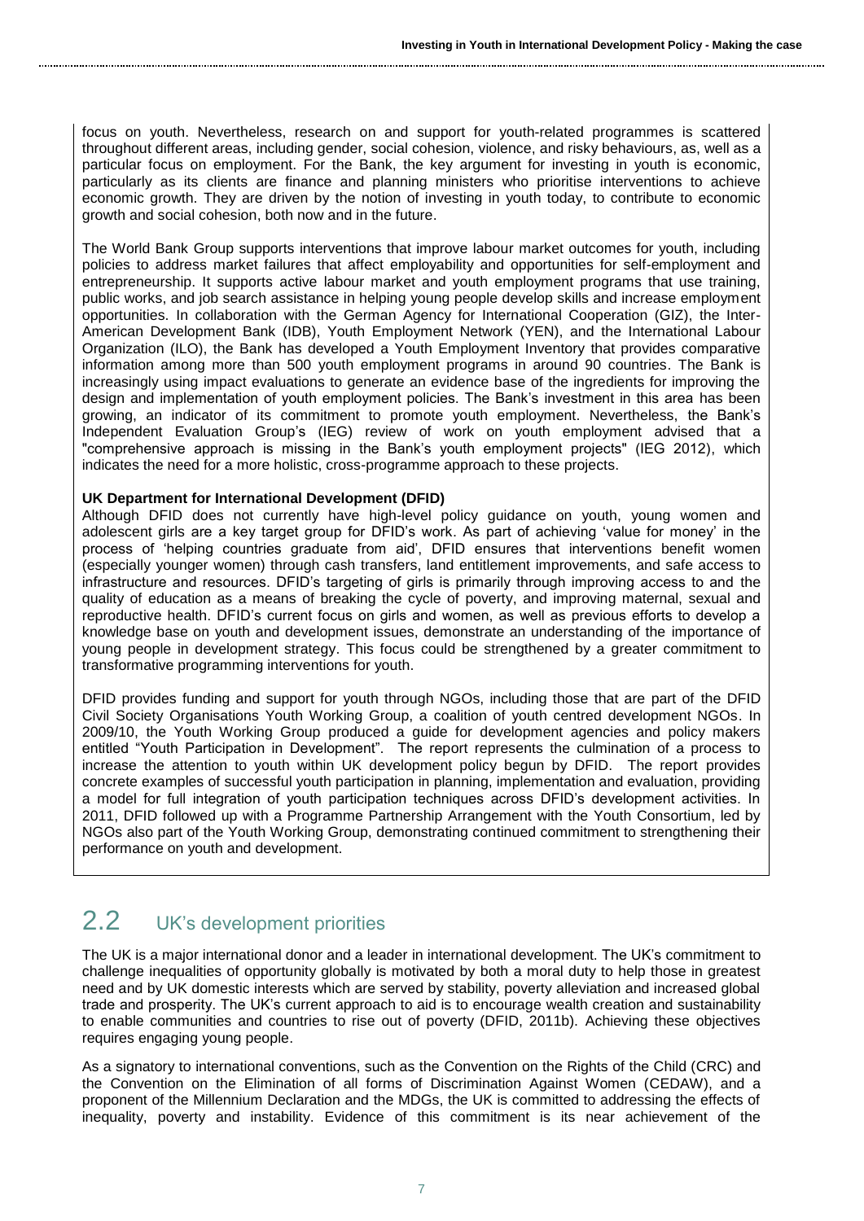focus on youth. Nevertheless, research on and support for youth-related programmes is scattered throughout different areas, including gender, social cohesion, violence, and risky behaviours, as, well as a particular focus on employment. For the Bank, the key argument for investing in youth is economic, particularly as its clients are finance and planning ministers who prioritise interventions to achieve economic growth. They are driven by the notion of investing in youth today, to contribute to economic growth and social cohesion, both now and in the future.

The World Bank Group supports interventions that improve labour market outcomes for youth, including policies to address market failures that affect employability and opportunities for self-employment and entrepreneurship. It supports active labour market and youth employment programs that use training, public works, and job search assistance in helping young people develop skills and increase employment opportunities. In collaboration with the German Agency for International Cooperation (GIZ), the Inter-American Development Bank (IDB), Youth Employment Network (YEN), and the International Labour Organization (ILO), the Bank has developed a Youth Employment Inventory that provides comparative information among more than 500 youth employment programs in around 90 countries. The Bank is increasingly using impact evaluations to generate an evidence base of the ingredients for improving the design and implementation of youth employment policies. The Bank's investment in this area has been growing, an indicator of its commitment to promote youth employment. Nevertheless, the Bank's Independent Evaluation Group's (IEG) review of work on youth employment advised that a "comprehensive approach is missing in the Bank's youth employment projects" (IEG 2012), which indicates the need for a more holistic, cross-programme approach to these projects.

**UK Department for International Development (DFID)**

Although DFID does not currently have high-level policy guidance on youth, young women and adolescent girls are a key target group for DFID's work. As part of achieving 'value for money' in the process of 'helping countries graduate from aid', DFID ensures that interventions benefit women (especially younger women) through cash transfers, land entitlement improvements, and safe access to infrastructure and resources. DFID's targeting of girls is primarily through improving access to and the quality of education as a means of breaking the cycle of poverty, and improving maternal, sexual and reproductive health. DFID's current focus on girls and women, as well as previous efforts to develop a knowledge base on youth and development issues, demonstrate an understanding of the importance of young people in development strategy. This focus could be strengthened by a greater commitment to transformative programming interventions for youth.

DFID provides funding and support for youth through NGOs, including those that are part of the DFID Civil Society Organisations Youth Working Group, a coalition of youth centred development NGOs. In 2009/10, the Youth Working Group produced a guide for development agencies and policy makers entitled "Youth Participation in Development". The report represents the culmination of a process to increase the attention to youth within UK development policy begun by DFID. The report provides concrete examples of successful youth participation in planning, implementation and evaluation, providing a model for full integration of youth participation techniques across DFID's development activities. In 2011, DFID followed up with a Programme Partnership Arrangement with the Youth Consortium, led by NGOs also part of the Youth Working Group, demonstrating continued commitment to strengthening their performance on youth and development.

## 2.2 UK's development priorities

The UK is a major international donor and a leader in international development. The UK's commitment to challenge inequalities of opportunity globally is motivated by both a moral duty to help those in greatest need and by UK domestic interests which are served by stability, poverty alleviation and increased global trade and prosperity. The UK's current approach to aid is to encourage wealth creation and sustainability to enable communities and countries to rise out of poverty (DFID, 2011b). Achieving these objectives requires engaging young people.

As a signatory to international conventions, such as the Convention on the Rights of the Child (CRC) and the Convention on the Elimination of all forms of Discrimination Against Women (CEDAW), and a proponent of the Millennium Declaration and the MDGs, the UK is committed to addressing the effects of inequality, poverty and instability. Evidence of this commitment is its near achievement of the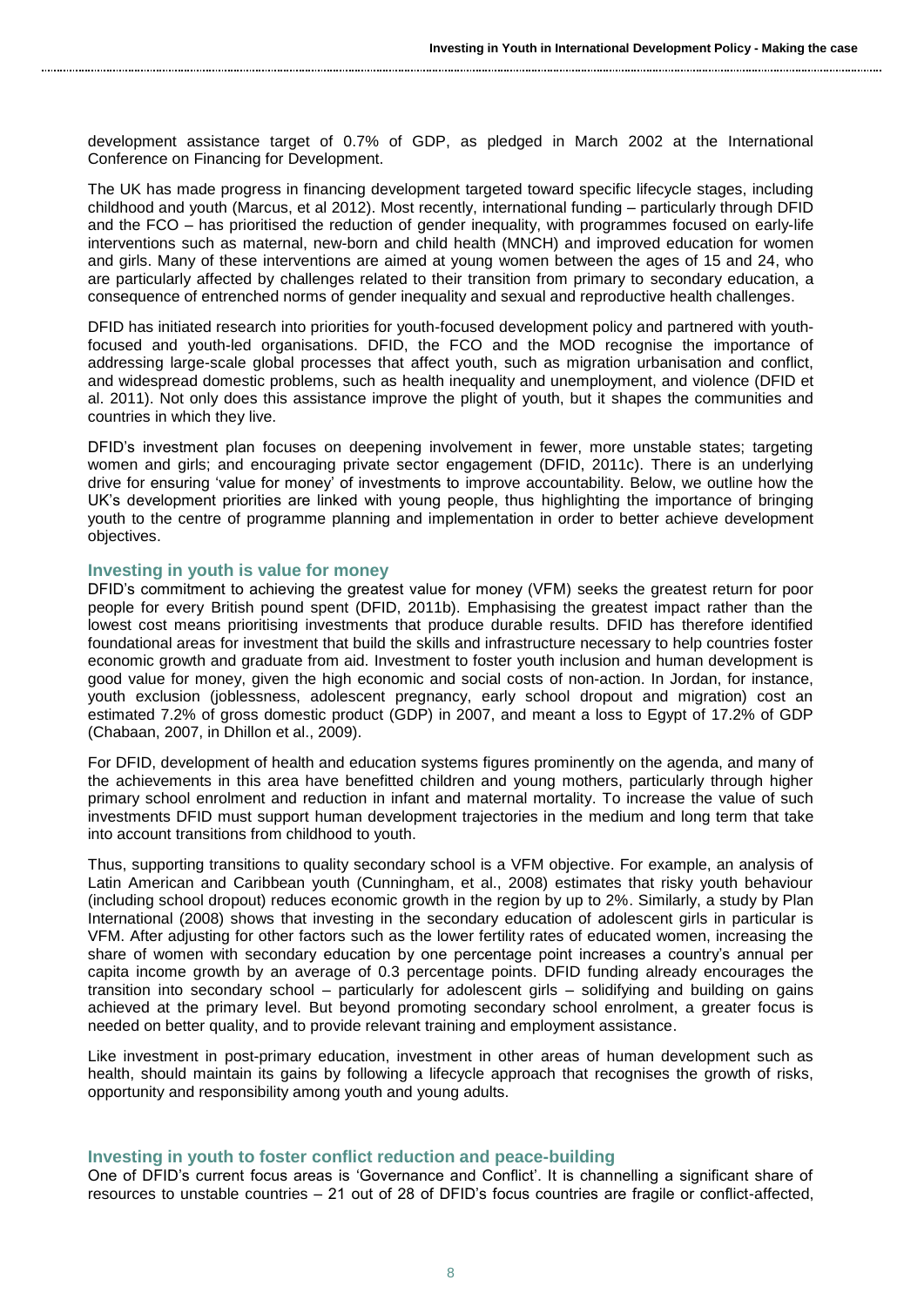development assistance target of 0.7% of GDP, as pledged in March 2002 at the International Conference on Financing for Development.

The UK has made progress in financing development targeted toward specific lifecycle stages, including childhood and youth (Marcus, et al 2012). Most recently, international funding – particularly through DFID and the FCO – has prioritised the reduction of gender inequality, with programmes focused on early-life interventions such as maternal, new-born and child health (MNCH) and improved education for women and girls. Many of these interventions are aimed at young women between the ages of 15 and 24, who are particularly affected by challenges related to their transition from primary to secondary education, a consequence of entrenched norms of gender inequality and sexual and reproductive health challenges.

DFID has initiated research into priorities for youth-focused development policy and partnered with youth-focused and youth-led organisations. DFID, the FCO and the MOD recognise the importance of addressing large-scale global processes that affect youth, such as migration urbanisation and conflict, and widespread domestic problems, such as health inequality and unemployment, and violence (DFID et al. 2011). Not only does this assistance improve the plight of youth, but it shapes the communities and countries in which they live.

DFID's investment plan focuses on deepening involvement in fewer, more unstable states; targeting women and girls; and encouraging private sector engagement (DFID, 2011c). There is an underlying drive for ensuring 'value for money' of investments to improve accountability. Below, we outline how the UK's development priorities are linked with young people, thus highlighting the importance of bringing youth to the centre of programme planning and implementation in order to better achieve development objectives.

### Investing in youth is value for money

DFID's commitment to achieving the greatest value for money (VFM) seeks the greatest return for poor people for every British pound spent (DFID, 2011b). Emphasising the greatest impact rather than the lowest cost means prioritising investments that produce durable results. DFID has therefore identified foundational areas for investment that build the skills and infrastructure necessary to help countries foster economic growth and graduate from aid. Investment to foster youth inclusion and human development is good value for money, given the high economic and social costs of non-action. In Jordan, for instance, youth exclusion (joblessness, adolescent pregnancy, early school dropout and migration) cost an estimated 7.2% of gross domestic product (GDP) in 2007, and meant a loss to Egypt of 17.2% of GDP (Chabaan, 2007, in Dhillon et al., 2009).

For DFID, development of health and education systems figures prominently on the agenda, and many of the achievements in this area have benefitted children and young mothers, particularly through higher primary school enrolment and reduction in infant and maternal mortality. To increase the value of such investments DFID must support human development trajectories in the medium and long term that take into account transitions from childhood to youth.

Thus, supporting transitions to quality secondary school is a VFM objective. For example, an analysis of Latin American and Caribbean youth (Cunningham, et al., 2008) estimates that risky youth behaviour (including school dropout) reduces economic growth in the region by up to 2%. Similarly, a study by Plan International (2008) shows that investing in the secondary education of adolescent girls in particular is VFM. After adjusting for other factors such as the lower fertility rates of educated women, increasing the share of women with secondary education by one percentage point increases a country's annual per capita income growth by an average of 0.3 percentage points. DFID funding already encourages the transition into secondary school – particularly for adolescent girls – solidifying and building on gains achieved at the primary level. But beyond promoting secondary school enrolment, a greater focus is needed on better quality, and to provide relevant training and employment assistance.

Like investment in post-primary education, investment in other areas of human development such as health, should maintain its gains by following a lifecycle approach that recognises the growth of risks, opportunity and responsibility among youth and young adults.

### Investing in youth to foster conflict reduction and peace-building

One of DFID's current focus areas is 'Governance and Conflict'. It is channelling a significant share of resources to unstable countries – 21 out of 28 of DFID's focus countries are fragile or conflict-affected,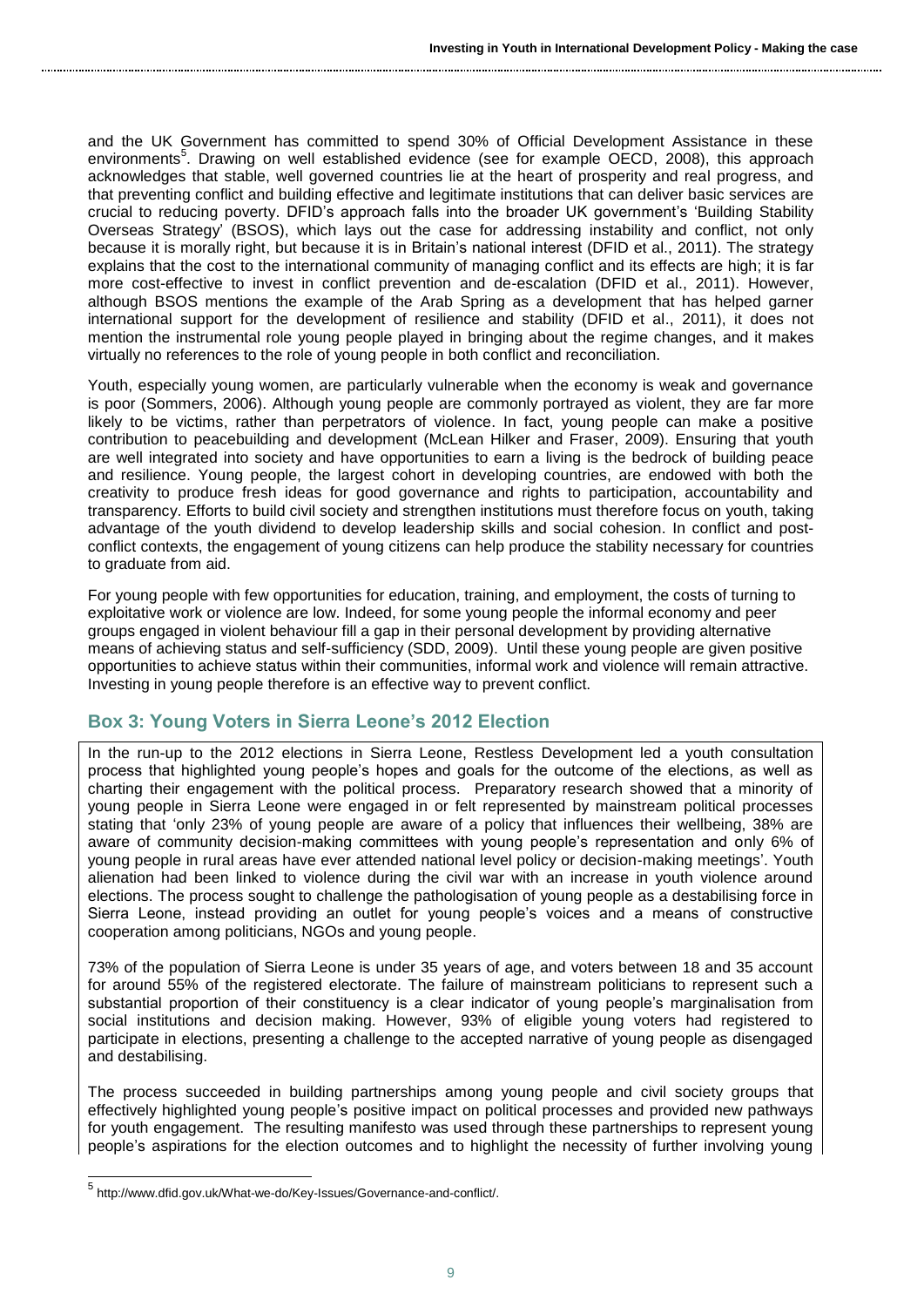and the UK Government has committed to spend 30% of Official Development Assistance in these environments[5]. Drawing on well established evidence (see for example OECD, 2008), this approach acknowledges that stable, well governed countries lie at the heart of prosperity and real progress, and that preventing conflict and building effective and legitimate institutions that can deliver basic services are crucial to reducing poverty. DFID's approach falls into the broader UK government's 'Building Stability Overseas Strategy' (BSOS), which lays out the case for addressing instability and conflict, not only because it is morally right, but because it is in Britain's national interest (DFID et al., 2011). The strategy explains that the cost to the international community of managing conflict and its effects are high; it is far more cost-effective to invest in conflict prevention and de-escalation (DFID et al., 2011). However, although BSOS mentions the example of the Arab Spring as a development that has helped garner international support for the development of resilience and stability (DFID et al., 2011), it does not mention the instrumental role young people played in bringing about the regime changes, and it makes virtually no references to the role of young people in both conflict and reconciliation.

Youth, especially young women, are particularly vulnerable when the economy is weak and governance is poor (Sommers, 2006). Although young people are commonly portrayed as violent, they are far more likely to be victims, rather than perpetrators of violence. In fact, young people can make a positive contribution to peacebuilding and development (McLean Hilker and Fraser, 2009). Ensuring that youth are well integrated into society and have opportunities to earn a living is the bedrock of building peace and resilience. Young people, the largest cohort in developing countries, are endowed with both the creativity to produce fresh ideas for good governance and rights to participation, accountability and transparency. Efforts to build civil society and strengthen institutions must therefore focus on youth, taking advantage of the youth dividend to develop leadership skills and social cohesion. In conflict and post-conflict contexts, the engagement of young citizens can help produce the stability necessary for countries to graduate from aid.

For young people with few opportunities for education, training, and employment, the costs of turning to exploitative work or violence are low. Indeed, for some young people the informal economy and peer groups engaged in violent behaviour fill a gap in their personal development by providing alternative means of achieving status and self-sufficiency (SDD, 2009). Until these young people are given positive opportunities to achieve status within their communities, informal work and violence will remain attractive. Investing in young people therefore is an effective way to prevent conflict.

## Box 3: Young Voters in Sierra Leone's 2012 Election

In the run-up to the 2012 elections in Sierra Leone, Restless Development led a youth consultation process that highlighted young people's hopes and goals for the outcome of the elections, as well as charting their engagement with the political process. Preparatory research showed that a minority of young people in Sierra Leone were engaged in or felt represented by mainstream political processes stating that 'only 23% of young people are aware of a policy that influences their wellbeing, 38% are aware of community decision-making committees with young people's representation and only 6% of young people in rural areas have ever attended national level policy or decision-making meetings'. Youth alienation had been linked to violence during the civil war with an increase in youth violence around elections. The process sought to challenge the pathologisation of young people as a destabilising force in Sierra Leone, instead providing an outlet for young people's voices and a means of constructive cooperation among politicians, NGOs and young people.

73% of the population of Sierra Leone is under 35 years of age, and voters between 18 and 35 account for around 55% of the registered electorate. The failure of mainstream politicians to represent such a substantial proportion of their constituency is a clear indicator of young people's marginalisation from social institutions and decision making. However, 93% of eligible young voters had registered to participate in elections, presenting a challenge to the accepted narrative of young people as disengaged and destabilising.

The process succeeded in building partnerships among young people and civil society groups that effectively highlighted young people's positive impact on political processes and provided new pathways for youth engagement. The resulting manifesto was used through these partnerships to represent young people's aspirations for the election outcomes and to highlight the necessity of further involving young

[5] http://www.dfid.gov.uk/What-we-do/Key-Issues/Governance-and-conflict/.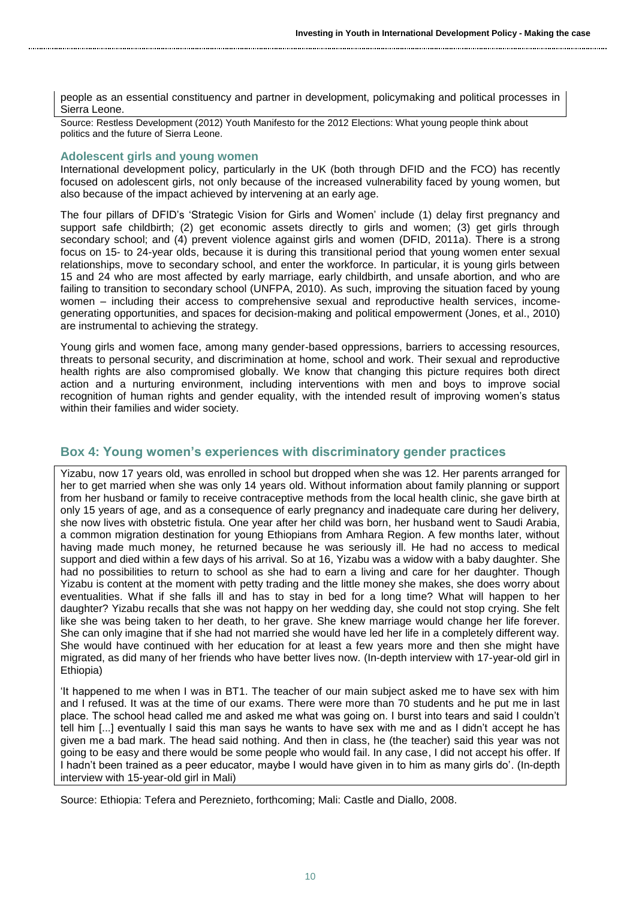people as an essential constituency and partner in development, policymaking and political processes in Sierra Leone.

Source: Restless Development (2012) Youth Manifesto for the 2012 Elections: What young people think about politics and the future of Sierra Leone.

### Adolescent girls and young women

International development policy, particularly in the UK (both through DFID and the FCO) has recently focused on adolescent girls, not only because of the increased vulnerability faced by young women, but also because of the impact achieved by intervening at an early age.

The four pillars of DFID's 'Strategic Vision for Girls and Women' include (1) delay first pregnancy and support safe childbirth; (2) get economic assets directly to girls and women; (3) get girls through secondary school; and (4) prevent violence against girls and women (DFID, 2011a). There is a strong focus on 15- to 24-year olds, because it is during this transitional period that young women enter sexual relationships, move to secondary school, and enter the workforce. In particular, it is young girls between 15 and 24 who are most affected by early marriage, early childbirth, and unsafe abortion, and who are failing to transition to secondary school (UNFPA, 2010). As such, improving the situation faced by young women – including their access to comprehensive sexual and reproductive health services, income-generating opportunities, and spaces for decision-making and political empowerment (Jones, et al., 2010) are instrumental to achieving the strategy.

Young girls and women face, among many gender-based oppressions, barriers to accessing resources, threats to personal security, and discrimination at home, school and work. Their sexual and reproductive health rights are also compromised globally. We know that changing this picture requires both direct action and a nurturing environment, including interventions with men and boys to improve social recognition of human rights and gender equality, with the intended result of improving women's status within their families and wider society.

## Box 4: Young women's experiences with discriminatory gender practices

Yizabu, now 17 years old, was enrolled in school but dropped when she was 12. Her parents arranged for her to get married when she was only 14 years old. Without information about family planning or support from her husband or family to receive contraceptive methods from the local health clinic, she gave birth at only 15 years of age, and as a consequence of early pregnancy and inadequate care during her delivery, she now lives with obstetric fistula. One year after her child was born, her husband went to Saudi Arabia, a common migration destination for young Ethiopians from Amhara Region. A few months later, without having made much money, he returned because he was seriously ill. He had no access to medical support and died within a few days of his arrival. So at 16, Yizabu was a widow with a baby daughter. She had no possibilities to return to school as she had to earn a living and care for her daughter. Though Yizabu is content at the moment with petty trading and the little money she makes, she does worry about eventualities. What if she falls ill and has to stay in bed for a long time? What will happen to her daughter? Yizabu recalls that she was not happy on her wedding day, she could not stop crying. She felt like she was being taken to her death, to her grave. She knew marriage would change her life forever. She can only imagine that if she had not married she would have led her life in a completely different way. She would have continued with her education for at least a few years more and then she might have migrated, as did many of her friends who have better lives now. (In-depth interview with 17-year-old girl in Ethiopia)

'It happened to me when I was in BT1. The teacher of our main subject asked me to have sex with him and I refused. It was at the time of our exams. There were more than 70 students and he put me in last place. The school head called me and asked me what was going on. I burst into tears and said I couldn't tell him [...] eventually I said this man says he wants to have sex with me and as I didn't accept he has given me a bad mark. The head said nothing. And then in class, he (the teacher) said this year was not going to be easy and there would be some people who would fail. In any case, I did not accept his offer. If I hadn't been trained as a peer educator, maybe I would have given in to him as many girls do'. (In-depth interview with 15-year-old girl in Mali)

Source: Ethiopia: Tefera and Pereznieto, forthcoming; Mali: Castle and Diallo, 2008.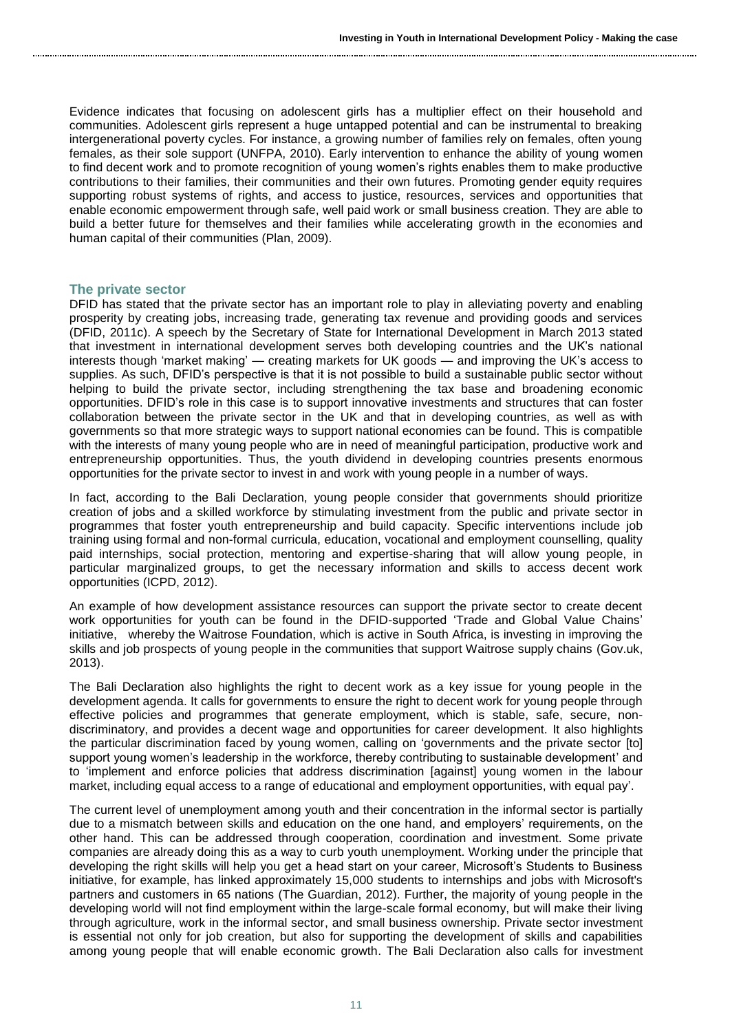Evidence indicates that focusing on adolescent girls has a multiplier effect on their household and communities. Adolescent girls represent a huge untapped potential and can be instrumental to breaking intergenerational poverty cycles. For instance, a growing number of families rely on females, often young females, as their sole support (UNFPA, 2010). Early intervention to enhance the ability of young women to find decent work and to promote recognition of young women's rights enables them to make productive contributions to their families, their communities and their own futures. Promoting gender equity requires supporting robust systems of rights, and access to justice, resources, services and opportunities that enable economic empowerment through safe, well paid work or small business creation. They are able to build a better future for themselves and their families while accelerating growth in the economies and human capital of their communities (Plan, 2009).

### The private sector

DFID has stated that the private sector has an important role to play in alleviating poverty and enabling prosperity by creating jobs, increasing trade, generating tax revenue and providing goods and services (DFID, 2011c). A speech by the Secretary of State for International Development in March 2013 stated that investment in international development serves both developing countries and the UK's national interests though 'market making' — creating markets for UK goods — and improving the UK's access to supplies. As such, DFID's perspective is that it is not possible to build a sustainable public sector without helping to build the private sector, including strengthening the tax base and broadening economic opportunities. DFID's role in this case is to support innovative investments and structures that can foster collaboration between the private sector in the UK and that in developing countries, as well as with governments so that more strategic ways to support national economies can be found. This is compatible with the interests of many young people who are in need of meaningful participation, productive work and entrepreneurship opportunities. Thus, the youth dividend in developing countries presents enormous opportunities for the private sector to invest in and work with young people in a number of ways.

In fact, according to the Bali Declaration, young people consider that governments should prioritize creation of jobs and a skilled workforce by stimulating investment from the public and private sector in programmes that foster youth entrepreneurship and build capacity. Specific interventions include job training using formal and non-formal curricula, education, vocational and employment counselling, quality paid internships, social protection, mentoring and expertise-sharing that will allow young people, in particular marginalized groups, to get the necessary information and skills to access decent work opportunities (ICPD, 2012).

An example of how development assistance resources can support the private sector to create decent work opportunities for youth can be found in the DFID-supported 'Trade and Global Value Chains' initiative, whereby the Waitrose Foundation, which is active in South Africa, is investing in improving the skills and job prospects of young people in the communities that support Waitrose supply chains (Gov.uk, 2013).

The Bali Declaration also highlights the right to decent work as a key issue for young people in the development agenda. It calls for governments to ensure the right to decent work for young people through effective policies and programmes that generate employment, which is stable, safe, secure, non-discriminatory, and provides a decent wage and opportunities for career development. It also highlights the particular discrimination faced by young women, calling on 'governments and the private sector [to] support young women's leadership in the workforce, thereby contributing to sustainable development' and to 'implement and enforce policies that address discrimination [against] young women in the labour market, including equal access to a range of educational and employment opportunities, with equal pay'.

The current level of unemployment among youth and their concentration in the informal sector is partially due to a mismatch between skills and education on the one hand, and employers' requirements, on the other hand. This can be addressed through cooperation, coordination and investment. Some private companies are already doing this as a way to curb youth unemployment. Working under the principle that developing the right skills will help you get a head start on your career, Microsoft's Students to Business initiative, for example, has linked approximately 15,000 students to internships and jobs with Microsoft's partners and customers in 65 nations (The Guardian, 2012). Further, the majority of young people in the developing world will not find employment within the large-scale formal economy, but will make their living through agriculture, work in the informal sector, and small business ownership. Private sector investment is essential not only for job creation, but also for supporting the development of skills and capabilities among young people that will enable economic growth. The Bali Declaration also calls for investment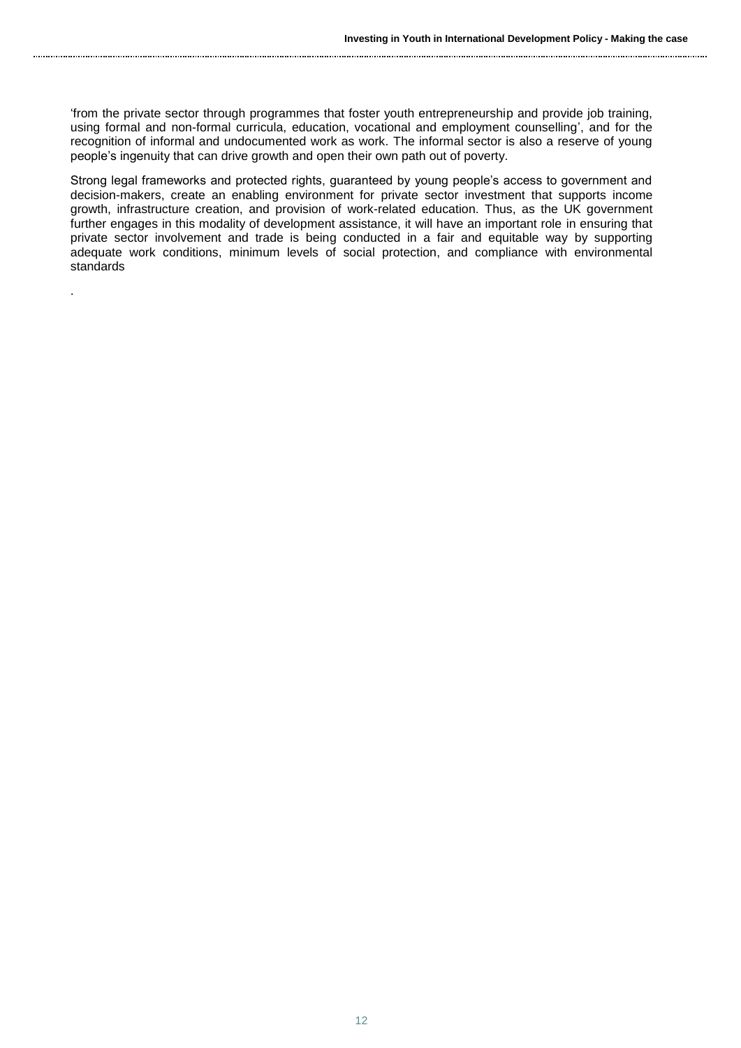'from the private sector through programmes that foster youth entrepreneurship and provide job training, using formal and non-formal curricula, education, vocational and employment counselling', and for the recognition of informal and undocumented work as work. The informal sector is also a reserve of young people's ingenuity that can drive growth and open their own path out of poverty.

Strong legal frameworks and protected rights, guaranteed by young people's access to government and decision-makers, create an enabling environment for private sector investment that supports income growth, infrastructure creation, and provision of work-related education. Thus, as the UK government further engages in this modality of development assistance, it will have an important role in ensuring that private sector involvement and trade is being conducted in a fair and equitable way by supporting adequate work conditions, minimum levels of social protection, and compliance with environmental standards

.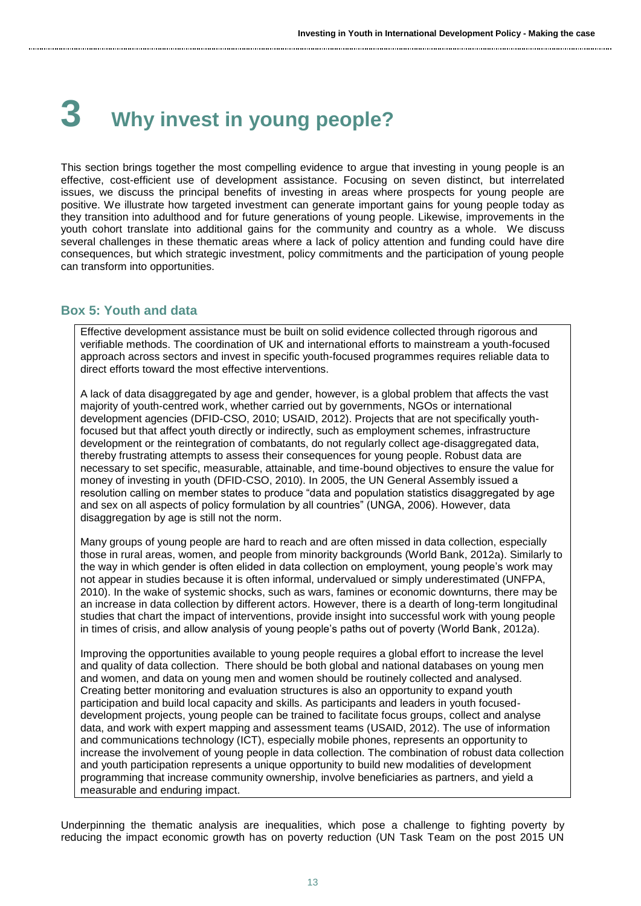# 3 Why invest in young people?

This section brings together the most compelling evidence to argue that investing in young people is an effective, cost-efficient use of development assistance. Focusing on seven distinct, but interrelated issues, we discuss the principal benefits of investing in areas where prospects for young people are positive. We illustrate how targeted investment can generate important gains for young people today as they transition into adulthood and for future generations of young people. Likewise, improvements in the youth cohort translate into additional gains for the community and country as a whole. We discuss several challenges in these thematic areas where a lack of policy attention and funding could have dire consequences, but which strategic investment, policy commitments and the participation of young people can transform into opportunities.

## Box 5: Youth and data

Effective development assistance must be built on solid evidence collected through rigorous and verifiable methods. The coordination of UK and international efforts to mainstream a youth-focused approach across sectors and invest in specific youth-focused programmes requires reliable data to direct efforts toward the most effective interventions.

A lack of data disaggregated by age and gender, however, is a global problem that affects the vast majority of youth-centred work, whether carried out by governments, NGOs or international development agencies (DFID-CSO, 2010; USAID, 2012). Projects that are not specifically youth-focused but that affect youth directly or indirectly, such as employment schemes, infrastructure development or the reintegration of combatants, do not regularly collect age-disaggregated data, thereby frustrating attempts to assess their consequences for young people. Robust data are necessary to set specific, measurable, attainable, and time-bound objectives to ensure the value for money of investing in youth (DFID-CSO, 2010). In 2005, the UN General Assembly issued a resolution calling on member states to produce "data and population statistics disaggregated by age and sex on all aspects of policy formulation by all countries" (UNGA, 2006). However, data disaggregation by age is still not the norm.

Many groups of young people are hard to reach and are often missed in data collection, especially those in rural areas, women, and people from minority backgrounds (World Bank, 2012a). Similarly to the way in which gender is often elided in data collection on employment, young people's work may not appear in studies because it is often informal, undervalued or simply underestimated (UNFPA, 2010). In the wake of systemic shocks, such as wars, famines or economic downturns, there may be an increase in data collection by different actors. However, there is a dearth of long-term longitudinal studies that chart the impact of interventions, provide insight into successful work with young people in times of crisis, and allow analysis of young people's paths out of poverty (World Bank, 2012a).

Improving the opportunities available to young people requires a global effort to increase the level and quality of data collection. There should be both global and national databases on young men and women, and data on young men and women should be routinely collected and analysed. Creating better monitoring and evaluation structures is also an opportunity to expand youth participation and build local capacity and skills. As participants and leaders in youth focused-development projects, young people can be trained to facilitate focus groups, collect and analyse data, and work with expert mapping and assessment teams (USAID, 2012). The use of information and communications technology (ICT), especially mobile phones, represents an opportunity to increase the involvement of young people in data collection. The combination of robust data collection and youth participation represents a unique opportunity to build new modalities of development programming that increase community ownership, involve beneficiaries as partners, and yield a measurable and enduring impact.

Underpinning the thematic analysis are inequalities, which pose a challenge to fighting poverty by reducing the impact economic growth has on poverty reduction (UN Task Team on the post 2015 UN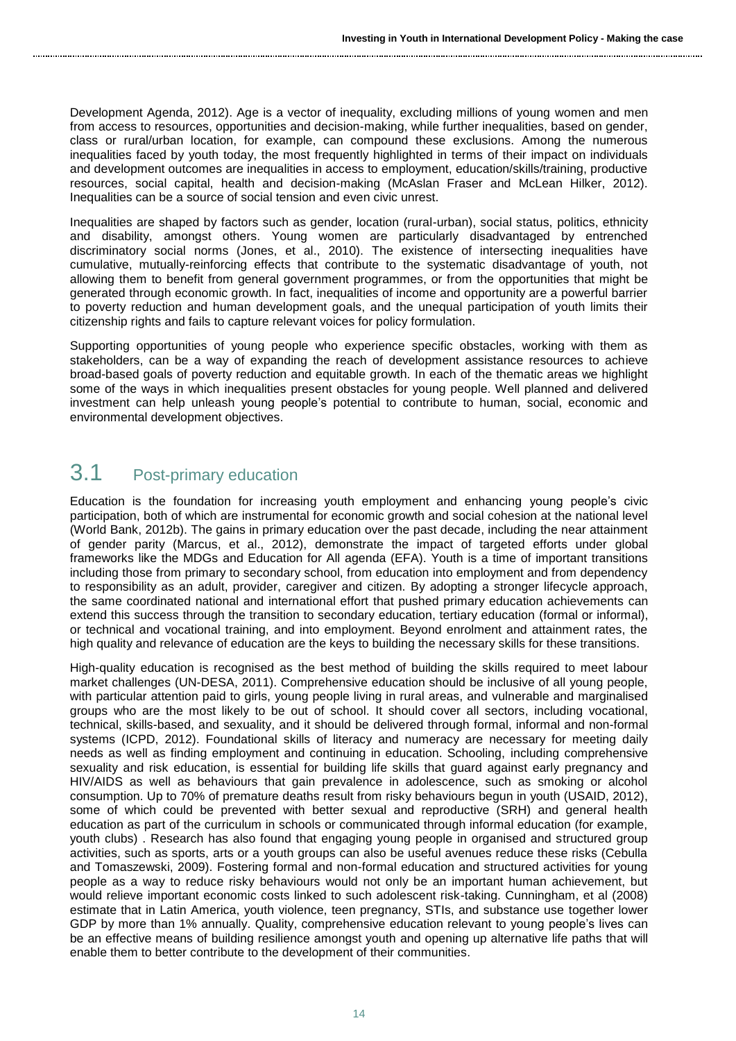Development Agenda, 2012). Age is a vector of inequality, excluding millions of young women and men from access to resources, opportunities and decision-making, while further inequalities, based on gender, class or rural/urban location, for example, can compound these exclusions. Among the numerous inequalities faced by youth today, the most frequently highlighted in terms of their impact on individuals and development outcomes are inequalities in access to employment, education/skills/training, productive resources, social capital, health and decision-making (McAslan Fraser and McLean Hilker, 2012). Inequalities can be a source of social tension and even civic unrest.

Inequalities are shaped by factors such as gender, location (rural-urban), social status, politics, ethnicity and disability, amongst others. Young women are particularly disadvantaged by entrenched discriminatory social norms (Jones, et al., 2010). The existence of intersecting inequalities have cumulative, mutually-reinforcing effects that contribute to the systematic disadvantage of youth, not allowing them to benefit from general government programmes, or from the opportunities that might be generated through economic growth. In fact, inequalities of income and opportunity are a powerful barrier to poverty reduction and human development goals, and the unequal participation of youth limits their citizenship rights and fails to capture relevant voices for policy formulation.

Supporting opportunities of young people who experience specific obstacles, working with them as stakeholders, can be a way of expanding the reach of development assistance resources to achieve broad-based goals of poverty reduction and equitable growth. In each of the thematic areas we highlight some of the ways in which inequalities present obstacles for young people. Well planned and delivered investment can help unleash young people's potential to contribute to human, social, economic and environmental development objectives.

## 3.1 Post-primary education

Education is the foundation for increasing youth employment and enhancing young people's civic participation, both of which are instrumental for economic growth and social cohesion at the national level (World Bank, 2012b). The gains in primary education over the past decade, including the near attainment of gender parity (Marcus, et al., 2012), demonstrate the impact of targeted efforts under global frameworks like the MDGs and Education for All agenda (EFA). Youth is a time of important transitions including those from primary to secondary school, from education into employment and from dependency to responsibility as an adult, provider, caregiver and citizen. By adopting a stronger lifecycle approach, the same coordinated national and international effort that pushed primary education achievements can extend this success through the transition to secondary education, tertiary education (formal or informal), or technical and vocational training, and into employment. Beyond enrolment and attainment rates, the high quality and relevance of education are the keys to building the necessary skills for these transitions.

High-quality education is recognised as the best method of building the skills required to meet labour market challenges (UN-DESA, 2011). Comprehensive education should be inclusive of all young people, with particular attention paid to girls, young people living in rural areas, and vulnerable and marginalised groups who are the most likely to be out of school. It should cover all sectors, including vocational, technical, skills-based, and sexuality, and it should be delivered through formal, informal and non-formal systems (ICPD, 2012). Foundational skills of literacy and numeracy are necessary for meeting daily needs as well as finding employment and continuing in education. Schooling, including comprehensive sexuality and risk education, is essential for building life skills that guard against early pregnancy and HIV/AIDS as well as behaviours that gain prevalence in adolescence, such as smoking or alcohol consumption. Up to 70% of premature deaths result from risky behaviours begun in youth (USAID, 2012), some of which could be prevented with better sexual and reproductive (SRH) and general health education as part of the curriculum in schools or communicated through informal education (for example, youth clubs) . Research has also found that engaging young people in organised and structured group activities, such as sports, arts or a youth groups can also be useful avenues reduce these risks (Cebulla and Tomaszewski, 2009). Fostering formal and non-formal education and structured activities for young people as a way to reduce risky behaviours would not only be an important human achievement, but would relieve important economic costs linked to such adolescent risk-taking. Cunningham, et al (2008) estimate that in Latin America, youth violence, teen pregnancy, STIs, and substance use together lower GDP by more than 1% annually. Quality, comprehensive education relevant to young people's lives can be an effective means of building resilience amongst youth and opening up alternative life paths that will enable them to better contribute to the development of their communities.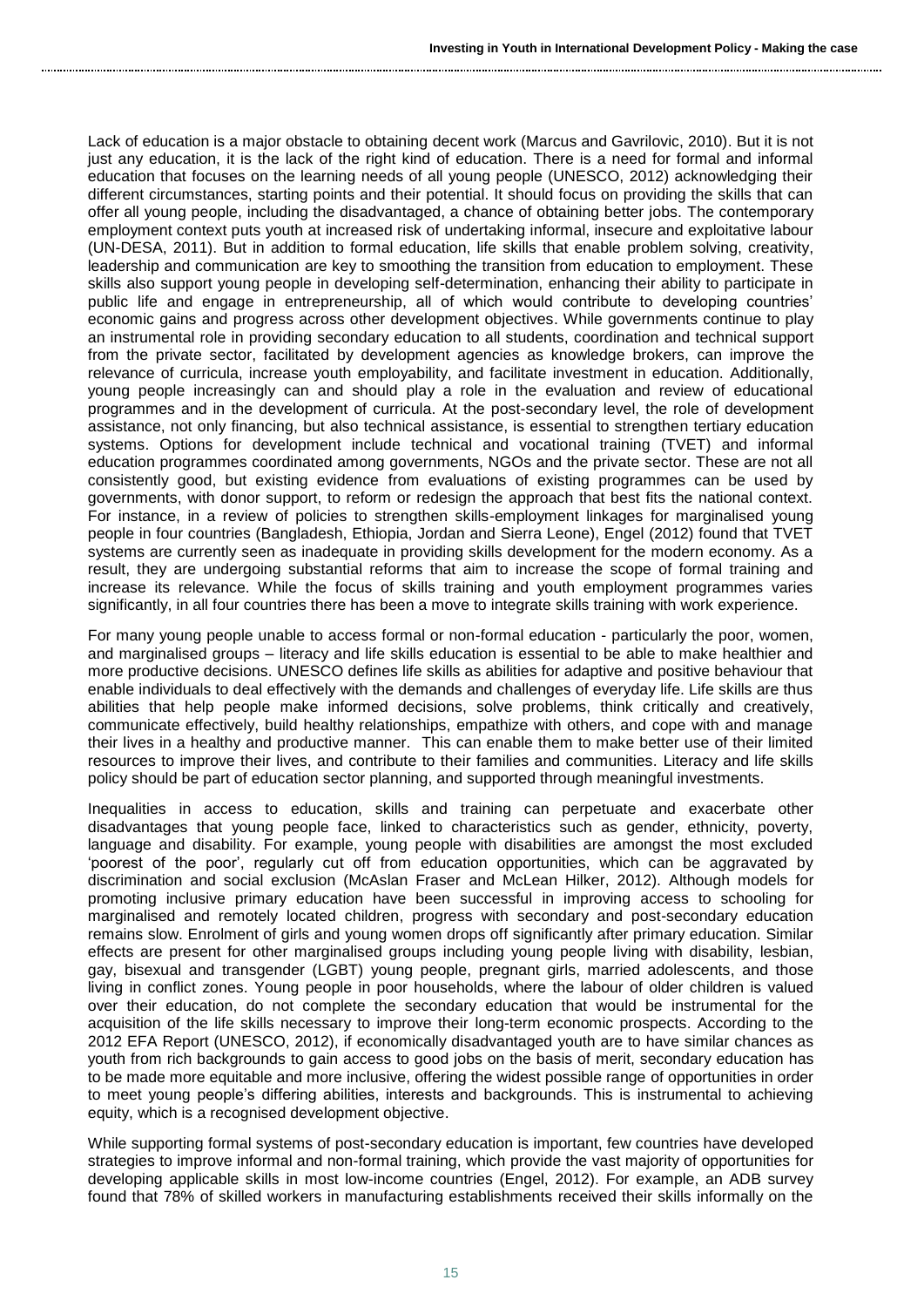Lack of education is a major obstacle to obtaining decent work (Marcus and Gavrilovic, 2010). But it is not just any education, it is the lack of the right kind of education. There is a need for formal and informal education that focuses on the learning needs of all young people (UNESCO, 2012) acknowledging their different circumstances, starting points and their potential. It should focus on providing the skills that can offer all young people, including the disadvantaged, a chance of obtaining better jobs. The contemporary employment context puts youth at increased risk of undertaking informal, insecure and exploitative labour (UN-DESA, 2011). But in addition to formal education, life skills that enable problem solving, creativity, leadership and communication are key to smoothing the transition from education to employment. These skills also support young people in developing self-determination, enhancing their ability to participate in public life and engage in entrepreneurship, all of which would contribute to developing countries' economic gains and progress across other development objectives. While governments continue to play an instrumental role in providing secondary education to all students, coordination and technical support from the private sector, facilitated by development agencies as knowledge brokers, can improve the relevance of curricula, increase youth employability, and facilitate investment in education. Additionally, young people increasingly can and should play a role in the evaluation and review of educational programmes and in the development of curricula. At the post-secondary level, the role of development assistance, not only financing, but also technical assistance, is essential to strengthen tertiary education systems. Options for development include technical and vocational training (TVET) and informal education programmes coordinated among governments, NGOs and the private sector. These are not all consistently good, but existing evidence from evaluations of existing programmes can be used by governments, with donor support, to reform or redesign the approach that best fits the national context. For instance, in a review of policies to strengthen skills-employment linkages for marginalised young people in four countries (Bangladesh, Ethiopia, Jordan and Sierra Leone), Engel (2012) found that TVET systems are currently seen as inadequate in providing skills development for the modern economy. As a result, they are undergoing substantial reforms that aim to increase the scope of formal training and increase its relevance. While the focus of skills training and youth employment programmes varies significantly, in all four countries there has been a move to integrate skills training with work experience.

For many young people unable to access formal or non-formal education - particularly the poor, women, and marginalised groups – literacy and life skills education is essential to be able to make healthier and more productive decisions. UNESCO defines life skills as abilities for adaptive and positive behaviour that enable individuals to deal effectively with the demands and challenges of everyday life. Life skills are thus abilities that help people make informed decisions, solve problems, think critically and creatively, communicate effectively, build healthy relationships, empathize with others, and cope with and manage their lives in a healthy and productive manner. This can enable them to make better use of their limited resources to improve their lives, and contribute to their families and communities. Literacy and life skills policy should be part of education sector planning, and supported through meaningful investments.

Inequalities in access to education, skills and training can perpetuate and exacerbate other disadvantages that young people face, linked to characteristics such as gender, ethnicity, poverty, language and disability. For example, young people with disabilities are amongst the most excluded 'poorest of the poor', regularly cut off from education opportunities, which can be aggravated by discrimination and social exclusion (McAslan Fraser and McLean Hilker, 2012). Although models for promoting inclusive primary education have been successful in improving access to schooling for marginalised and remotely located children, progress with secondary and post-secondary education remains slow. Enrolment of girls and young women drops off significantly after primary education. Similar effects are present for other marginalised groups including young people living with disability, lesbian, gay, bisexual and transgender (LGBT) young people, pregnant girls, married adolescents, and those living in conflict zones. Young people in poor households, where the labour of older children is valued over their education, do not complete the secondary education that would be instrumental for the acquisition of the life skills necessary to improve their long-term economic prospects. According to the 2012 EFA Report (UNESCO, 2012), if economically disadvantaged youth are to have similar chances as youth from rich backgrounds to gain access to good jobs on the basis of merit, secondary education has to be made more equitable and more inclusive, offering the widest possible range of opportunities in order to meet young people's differing abilities, interests and backgrounds. This is instrumental to achieving equity, which is a recognised development objective.

While supporting formal systems of post-secondary education is important, few countries have developed strategies to improve informal and non-formal training, which provide the vast majority of opportunities for developing applicable skills in most low-income countries (Engel, 2012). For example, an ADB survey found that 78% of skilled workers in manufacturing establishments received their skills informally on the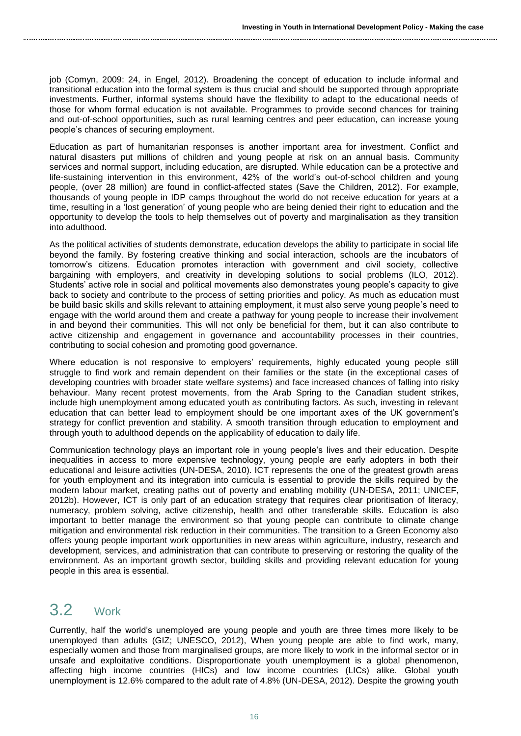job (Comyn, 2009: 24, in Engel, 2012). Broadening the concept of education to include informal and transitional education into the formal system is thus crucial and should be supported through appropriate investments. Further, informal systems should have the flexibility to adapt to the educational needs of those for whom formal education is not available. Programmes to provide second chances for training and out-of-school opportunities, such as rural learning centres and peer education, can increase young people's chances of securing employment.

Education as part of humanitarian responses is another important area for investment. Conflict and natural disasters put millions of children and young people at risk on an annual basis. Community services and normal support, including education, are disrupted. While education can be a protective and life-sustaining intervention in this environment, 42% of the world's out-of-school children and young people, (over 28 million) are found in conflict-affected states (Save the Children, 2012). For example, thousands of young people in IDP camps throughout the world do not receive education for years at a time, resulting in a 'lost generation' of young people who are being denied their right to education and the opportunity to develop the tools to help themselves out of poverty and marginalisation as they transition into adulthood.

As the political activities of students demonstrate, education develops the ability to participate in social life beyond the family. By fostering creative thinking and social interaction, schools are the incubators of tomorrow's citizens. Education promotes interaction with government and civil society, collective bargaining with employers, and creativity in developing solutions to social problems (ILO, 2012). Students' active role in social and political movements also demonstrates young people's capacity to give back to society and contribute to the process of setting priorities and policy. As much as education must be build basic skills and skills relevant to attaining employment, it must also serve young people's need to engage with the world around them and create a pathway for young people to increase their involvement in and beyond their communities. This will not only be beneficial for them, but it can also contribute to active citizenship and engagement in governance and accountability processes in their countries, contributing to social cohesion and promoting good governance.

Where education is not responsive to employers' requirements, highly educated young people still struggle to find work and remain dependent on their families or the state (in the exceptional cases of developing countries with broader state welfare systems) and face increased chances of falling into risky behaviour. Many recent protest movements, from the Arab Spring to the Canadian student strikes, include high unemployment among educated youth as contributing factors. As such, investing in relevant education that can better lead to employment should be one important axes of the UK government's strategy for conflict prevention and stability. A smooth transition through education to employment and through youth to adulthood depends on the applicability of education to daily life.

Communication technology plays an important role in young people's lives and their education. Despite inequalities in access to more expensive technology, young people are early adopters in both their educational and leisure activities (UN-DESA, 2010). ICT represents the one of the greatest growth areas for youth employment and its integration into curricula is essential to provide the skills required by the modern labour market, creating paths out of poverty and enabling mobility (UN-DESA, 2011; UNICEF, 2012b). However, ICT is only part of an education strategy that requires clear prioritisation of literacy, numeracy, problem solving, active citizenship, health and other transferable skills. Education is also important to better manage the environment so that young people can contribute to climate change mitigation and environmental risk reduction in their communities. The transition to a Green Economy also offers young people important work opportunities in new areas within agriculture, industry, research and development, services, and administration that can contribute to preserving or restoring the quality of the environment. As an important growth sector, building skills and providing relevant education for young people in this area is essential.

## 3.2 Work

Currently, half the world's unemployed are young people and youth are three times more likely to be unemployed than adults (GIZ; UNESCO, 2012), When young people are able to find work, many, especially women and those from marginalised groups, are more likely to work in the informal sector or in unsafe and exploitative conditions. Disproportionate youth unemployment is a global phenomenon, affecting high income countries (HICs) and low income countries (LICs) alike. Global youth unemployment is 12.6% compared to the adult rate of 4.8% (UN-DESA, 2012). Despite the growing youth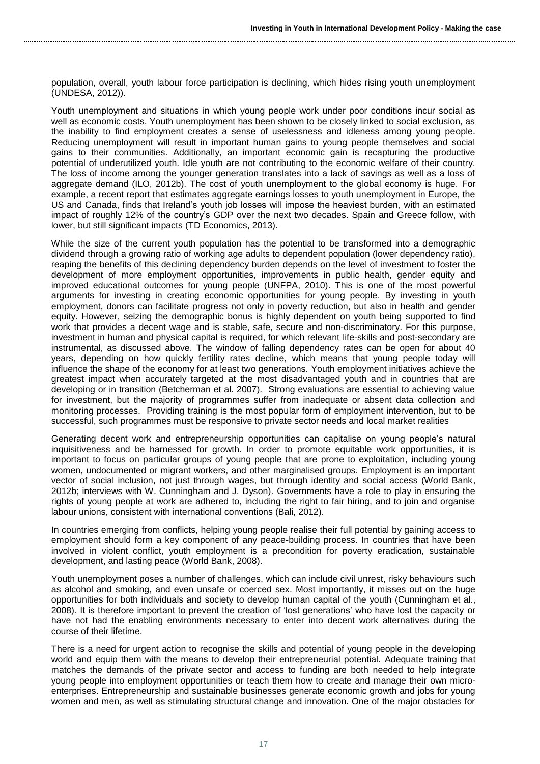population, overall, youth labour force participation is declining, which hides rising youth unemployment (UNDESA, 2012)).

Youth unemployment and situations in which young people work under poor conditions incur social as well as economic costs. Youth unemployment has been shown to be closely linked to social exclusion, as the inability to find employment creates a sense of uselessness and idleness among young people. Reducing unemployment will result in important human gains to young people themselves and social gains to their communities. Additionally, an important economic gain is recapturing the productive potential of underutilized youth. Idle youth are not contributing to the economic welfare of their country. The loss of income among the younger generation translates into a lack of savings as well as a loss of aggregate demand (ILO, 2012b). The cost of youth unemployment to the global economy is huge. For example, a recent report that estimates aggregate earnings losses to youth unemployment in Europe, the US and Canada, finds that Ireland's youth job losses will impose the heaviest burden, with an estimated impact of roughly 12% of the country's GDP over the next two decades. Spain and Greece follow, with lower, but still significant impacts (TD Economics, 2013).

While the size of the current youth population has the potential to be transformed into a demographic dividend through a growing ratio of working age adults to dependent population (lower dependency ratio), reaping the benefits of this declining dependency burden depends on the level of investment to foster the development of more employment opportunities, improvements in public health, gender equity and improved educational outcomes for young people (UNFPA, 2010). This is one of the most powerful arguments for investing in creating economic opportunities for young people. By investing in youth employment, donors can facilitate progress not only in poverty reduction, but also in health and gender equity. However, seizing the demographic bonus is highly dependent on youth being supported to find work that provides a decent wage and is stable, safe, secure and non-discriminatory. For this purpose, investment in human and physical capital is required, for which relevant life-skills and post-secondary are instrumental, as discussed above. The window of falling dependency rates can be open for about 40 years, depending on how quickly fertility rates decline, which means that young people today will influence the shape of the economy for at least two generations. Youth employment initiatives achieve the greatest impact when accurately targeted at the most disadvantaged youth and in countries that are developing or in transition (Betcherman et al. 2007). Strong evaluations are essential to achieving value for investment, but the majority of programmes suffer from inadequate or absent data collection and monitoring processes. Providing training is the most popular form of employment intervention, but to be successful, such programmes must be responsive to private sector needs and local market realities

Generating decent work and entrepreneurship opportunities can capitalise on young people's natural inquisitiveness and be harnessed for growth. In order to promote equitable work opportunities, it is important to focus on particular groups of young people that are prone to exploitation, including young women, undocumented or migrant workers, and other marginalised groups. Employment is an important vector of social inclusion, not just through wages, but through identity and social access (World Bank, 2012b; interviews with W. Cunningham and J. Dyson). Governments have a role to play in ensuring the rights of young people at work are adhered to, including the right to fair hiring, and to join and organise labour unions, consistent with international conventions (Bali, 2012).

In countries emerging from conflicts, helping young people realise their full potential by gaining access to employment should form a key component of any peace-building process. In countries that have been involved in violent conflict, youth employment is a precondition for poverty eradication, sustainable development, and lasting peace (World Bank, 2008).

Youth unemployment poses a number of challenges, which can include civil unrest, risky behaviours such as alcohol and smoking, and even unsafe or coerced sex. Most importantly, it misses out on the huge opportunities for both individuals and society to develop human capital of the youth (Cunningham et al., 2008). It is therefore important to prevent the creation of 'lost generations' who have lost the capacity or have not had the enabling environments necessary to enter into decent work alternatives during the course of their lifetime.

There is a need for urgent action to recognise the skills and potential of young people in the developing world and equip them with the means to develop their entrepreneurial potential. Adequate training that matches the demands of the private sector and access to funding are both needed to help integrate young people into employment opportunities or teach them how to create and manage their own micro-enterprises. Entrepreneurship and sustainable businesses generate economic growth and jobs for young women and men, as well as stimulating structural change and innovation. One of the major obstacles for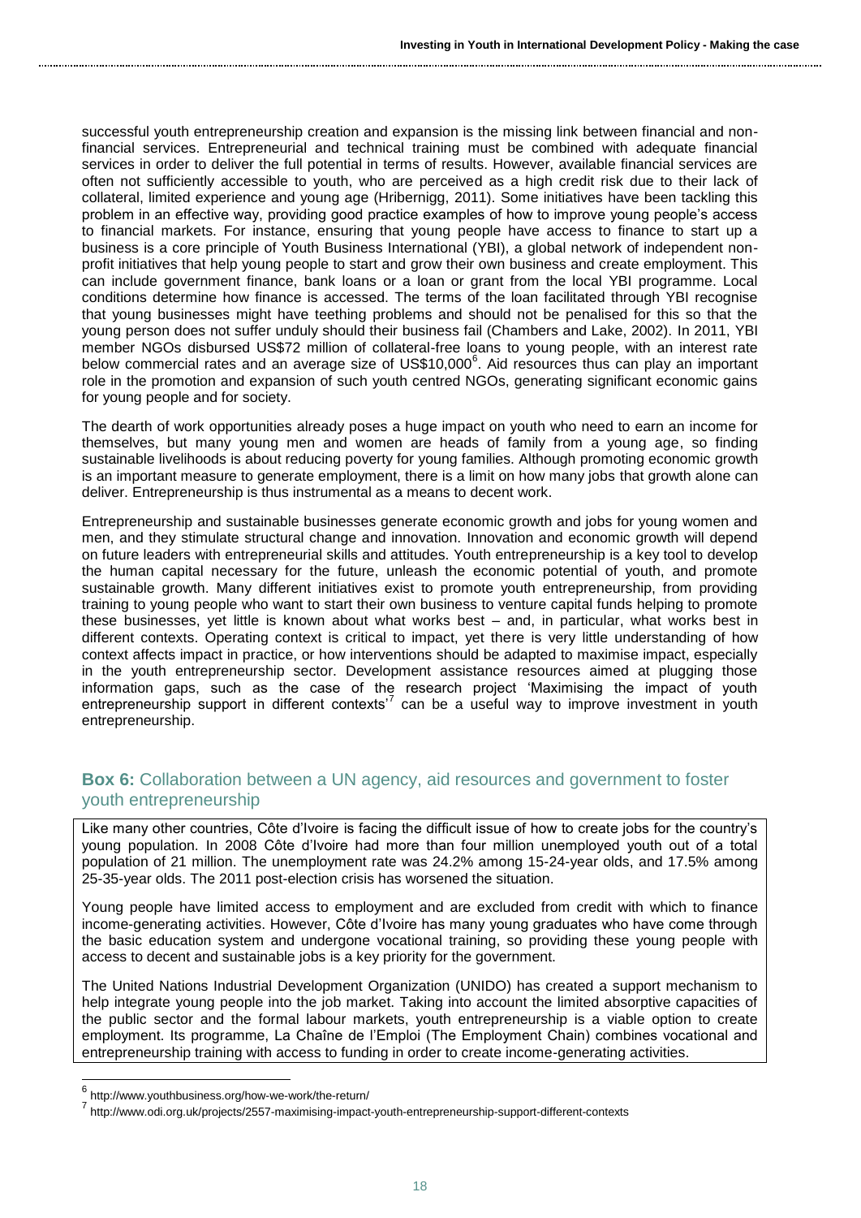successful youth entrepreneurship creation and expansion is the missing link between financial and non-financial services. Entrepreneurial and technical training must be combined with adequate financial services in order to deliver the full potential in terms of results. However, available financial services are often not sufficiently accessible to youth, who are perceived as a high credit risk due to their lack of collateral, limited experience and young age (Hribernigg, 2011). Some initiatives have been tackling this problem in an effective way, providing good practice examples of how to improve young people's access to financial markets. For instance, ensuring that young people have access to finance to start up a business is a core principle of Youth Business International (YBI), a global network of independent non-profit initiatives that help young people to start and grow their own business and create employment. This can include government finance, bank loans or a loan or grant from the local YBI programme. Local conditions determine how finance is accessed. The terms of the loan facilitated through YBI recognise that young businesses might have teething problems and should not be penalised for this so that the young person does not suffer unduly should their business fail (Chambers and Lake, 2002). In 2011, YBI member NGOs disbursed US$72 million of collateral-free loans to young people, with an interest rate below commercial rates and an average size of US$10,000[6]. Aid resources thus can play an important role in the promotion and expansion of such youth centred NGOs, generating significant economic gains for young people and for society.

The dearth of work opportunities already poses a huge impact on youth who need to earn an income for themselves, but many young men and women are heads of family from a young age, so finding sustainable livelihoods is about reducing poverty for young families. Although promoting economic growth is an important measure to generate employment, there is a limit on how many jobs that growth alone can deliver. Entrepreneurship is thus instrumental as a means to decent work.

Entrepreneurship and sustainable businesses generate economic growth and jobs for young women and men, and they stimulate structural change and innovation. Innovation and economic growth will depend on future leaders with entrepreneurial skills and attitudes. Youth entrepreneurship is a key tool to develop the human capital necessary for the future, unleash the economic potential of youth, and promote sustainable growth. Many different initiatives exist to promote youth entrepreneurship, from providing training to young people who want to start their own business to venture capital funds helping to promote these businesses, yet little is known about what works best – and, in particular, what works best in different contexts. Operating context is critical to impact, yet there is very little understanding of how context affects impact in practice, or how interventions should be adapted to maximise impact, especially in the youth entrepreneurship sector. Development assistance resources aimed at plugging those information gaps, such as the case of the research project 'Maximising the impact of youth entrepreneurship support in different contexts'[7] can be a useful way to improve investment in youth entrepreneurship.

### **Box 6:** Collaboration between a UN agency, aid resources and government to foster youth entrepreneurship

Like many other countries, Côte d'Ivoire is facing the difficult issue of how to create jobs for the country's young population. In 2008 Côte d'Ivoire had more than four million unemployed youth out of a total population of 21 million. The unemployment rate was 24.2% among 15-24-year olds, and 17.5% among 25-35-year olds. The 2011 post-election crisis has worsened the situation.

Young people have limited access to employment and are excluded from credit with which to finance income-generating activities. However, Côte d'Ivoire has many young graduates who have come through the basic education system and undergone vocational training, so providing these young people with access to decent and sustainable jobs is a key priority for the government.

The United Nations Industrial Development Organization (UNIDO) has created a support mechanism to help integrate young people into the job market. Taking into account the limited absorptive capacities of the public sector and the formal labour markets, youth entrepreneurship is a viable option to create employment. Its programme, La Chaîne de l'Emploi (The Employment Chain) combines vocational and entrepreneurship training with access to funding in order to create income-generating activities.

---

[6] http://www.youthbusiness.org/how-we-work/the-return/

[7] http://www.odi.org.uk/projects/2557-maximising-impact-youth-entrepreneurship-support-different-contexts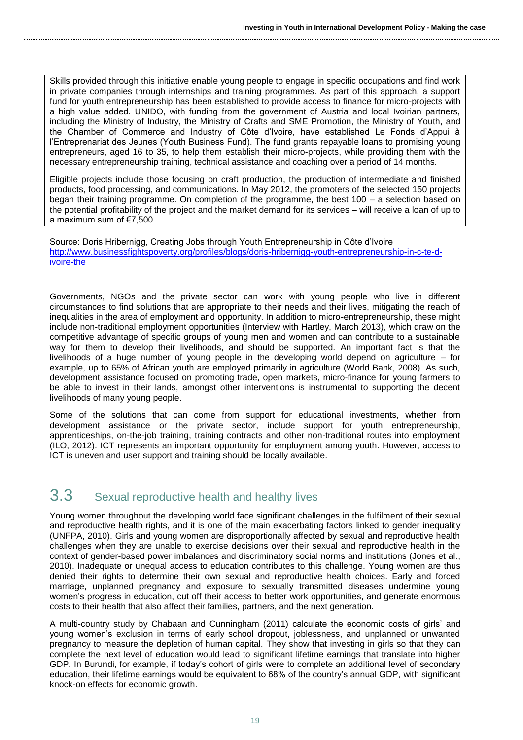Skills provided through this initiative enable young people to engage in specific occupations and find work in private companies through internships and training programmes. As part of this approach, a support fund for youth entrepreneurship has been established to provide access to finance for micro-projects with a high value added. UNIDO, with funding from the government of Austria and local Ivoirian partners, including the Ministry of Industry, the Ministry of Crafts and SME Promotion, the Ministry of Youth, and the Chamber of Commerce and Industry of Côte d'Ivoire, have established Le Fonds d'Appui à l'Entreprenariat des Jeunes (Youth Business Fund). The fund grants repayable loans to promising young entrepreneurs, aged 16 to 35, to help them establish their micro-projects, while providing them with the necessary entrepreneurship training, technical assistance and coaching over a period of 14 months.

Eligible projects include those focusing on craft production, the production of intermediate and finished products, food processing, and communications. In May 2012, the promoters of the selected 150 projects began their training programme. On completion of the programme, the best 100 – a selection based on the potential profitability of the project and the market demand for its services – will receive a loan of up to a maximum sum of €7,500.

Source: Doris Hribernigg, Creating Jobs through Youth Entrepreneurship in Côte d'Ivoire http://www.businessfightspoverty.org/profiles/blogs/doris-hribernigg-youth-entrepreneurship-in-c-te-d-ivoire-the

Governments, NGOs and the private sector can work with young people who live in different circumstances to find solutions that are appropriate to their needs and their lives, mitigating the reach of inequalities in the area of employment and opportunity. In addition to micro-entrepreneurship, these might include non-traditional employment opportunities (Interview with Hartley, March 2013), which draw on the competitive advantage of specific groups of young men and women and can contribute to a sustainable way for them to develop their livelihoods, and should be supported. An important fact is that the livelihoods of a huge number of young people in the developing world depend on agriculture – for example, up to 65% of African youth are employed primarily in agriculture (World Bank, 2008). As such, development assistance focused on promoting trade, open markets, micro-finance for young farmers to be able to invest in their lands, amongst other interventions is instrumental to supporting the decent livelihoods of many young people.

Some of the solutions that can come from support for educational investments, whether from development assistance or the private sector, include support for youth entrepreneurship, apprenticeships, on-the-job training, training contracts and other non-traditional routes into employment (ILO, 2012). ICT represents an important opportunity for employment among youth. However, access to ICT is uneven and user support and training should be locally available.

## 3.3 Sexual reproductive health and healthy lives

Young women throughout the developing world face significant challenges in the fulfilment of their sexual and reproductive health rights, and it is one of the main exacerbating factors linked to gender inequality (UNFPA, 2010). Girls and young women are disproportionally affected by sexual and reproductive health challenges when they are unable to exercise decisions over their sexual and reproductive health in the context of gender-based power imbalances and discriminatory social norms and institutions (Jones et al., 2010). Inadequate or unequal access to education contributes to this challenge. Young women are thus denied their rights to determine their own sexual and reproductive health choices. Early and forced marriage, unplanned pregnancy and exposure to sexually transmitted diseases undermine young women's progress in education, cut off their access to better work opportunities, and generate enormous costs to their health that also affect their families, partners, and the next generation.

A multi-country study by Chabaan and Cunningham (2011) calculate the economic costs of girls' and young women's exclusion in terms of early school dropout, joblessness, and unplanned or unwanted pregnancy to measure the depletion of human capital. They show that investing in girls so that they can complete the next level of education would lead to significant lifetime earnings that translate into higher GDP**.** In Burundi, for example, if today's cohort of girls were to complete an additional level of secondary education, their lifetime earnings would be equivalent to 68% of the country's annual GDP, with significant knock-on effects for economic growth.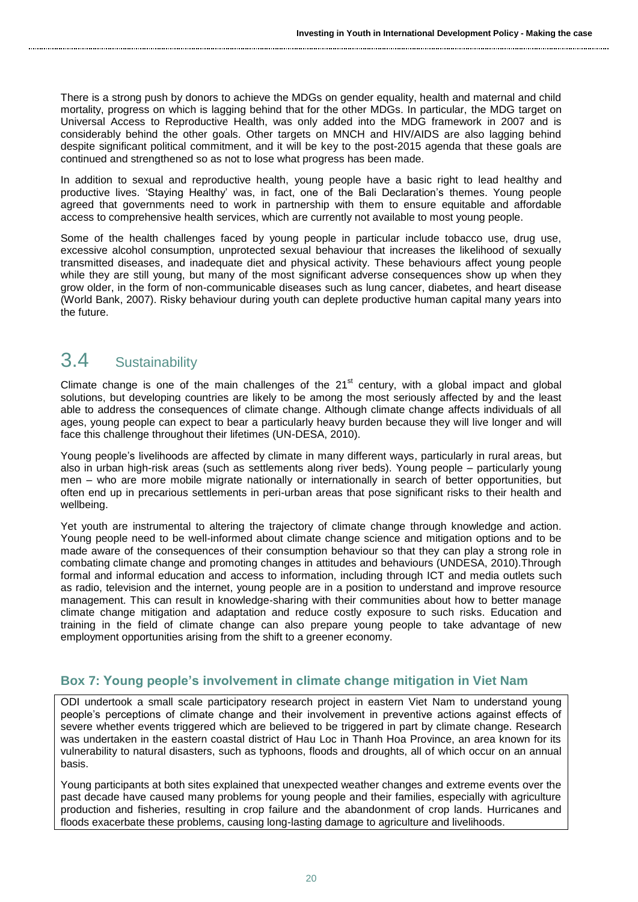There is a strong push by donors to achieve the MDGs on gender equality, health and maternal and child mortality, progress on which is lagging behind that for the other MDGs. In particular, the MDG target on Universal Access to Reproductive Health, was only added into the MDG framework in 2007 and is considerably behind the other goals. Other targets on MNCH and HIV/AIDS are also lagging behind despite significant political commitment, and it will be key to the post-2015 agenda that these goals are continued and strengthened so as not to lose what progress has been made.

In addition to sexual and reproductive health, young people have a basic right to lead healthy and productive lives. 'Staying Healthy' was, in fact, one of the Bali Declaration's themes. Young people agreed that governments need to work in partnership with them to ensure equitable and affordable access to comprehensive health services, which are currently not available to most young people.

Some of the health challenges faced by young people in particular include tobacco use, drug use, excessive alcohol consumption, unprotected sexual behaviour that increases the likelihood of sexually transmitted diseases, and inadequate diet and physical activity. These behaviours affect young people while they are still young, but many of the most significant adverse consequences show up when they grow older, in the form of non-communicable diseases such as lung cancer, diabetes, and heart disease (World Bank, 2007). Risky behaviour during youth can deplete productive human capital many years into the future.

## 3.4 Sustainability

Climate change is one of the main challenges of the 21[st] century, with a global impact and global solutions, but developing countries are likely to be among the most seriously affected by and the least able to address the consequences of climate change. Although climate change affects individuals of all ages, young people can expect to bear a particularly heavy burden because they will live longer and will face this challenge throughout their lifetimes (UN-DESA, 2010).

Young people's livelihoods are affected by climate in many different ways, particularly in rural areas, but also in urban high-risk areas (such as settlements along river beds). Young people – particularly young men – who are more mobile migrate nationally or internationally in search of better opportunities, but often end up in precarious settlements in peri-urban areas that pose significant risks to their health and wellbeing.

Yet youth are instrumental to altering the trajectory of climate change through knowledge and action. Young people need to be well-informed about climate change science and mitigation options and to be made aware of the consequences of their consumption behaviour so that they can play a strong role in combating climate change and promoting changes in attitudes and behaviours (UNDESA, 2010).Through formal and informal education and access to information, including through ICT and media outlets such as radio, television and the internet, young people are in a position to understand and improve resource management. This can result in knowledge-sharing with their communities about how to better manage climate change mitigation and adaptation and reduce costly exposure to such risks. Education and training in the field of climate change can also prepare young people to take advantage of new employment opportunities arising from the shift to a greener economy.

### Box 7: Young people's involvement in climate change mitigation in Viet Nam

ODI undertook a small scale participatory research project in eastern Viet Nam to understand young people's perceptions of climate change and their involvement in preventive actions against effects of severe whether events triggered which are believed to be triggered in part by climate change. Research was undertaken in the eastern coastal district of Hau Loc in Thanh Hoa Province, an area known for its vulnerability to natural disasters, such as typhoons, floods and droughts, all of which occur on an annual basis.

Young participants at both sites explained that unexpected weather changes and extreme events over the past decade have caused many problems for young people and their families, especially with agriculture production and fisheries, resulting in crop failure and the abandonment of crop lands. Hurricanes and floods exacerbate these problems, causing long-lasting damage to agriculture and livelihoods.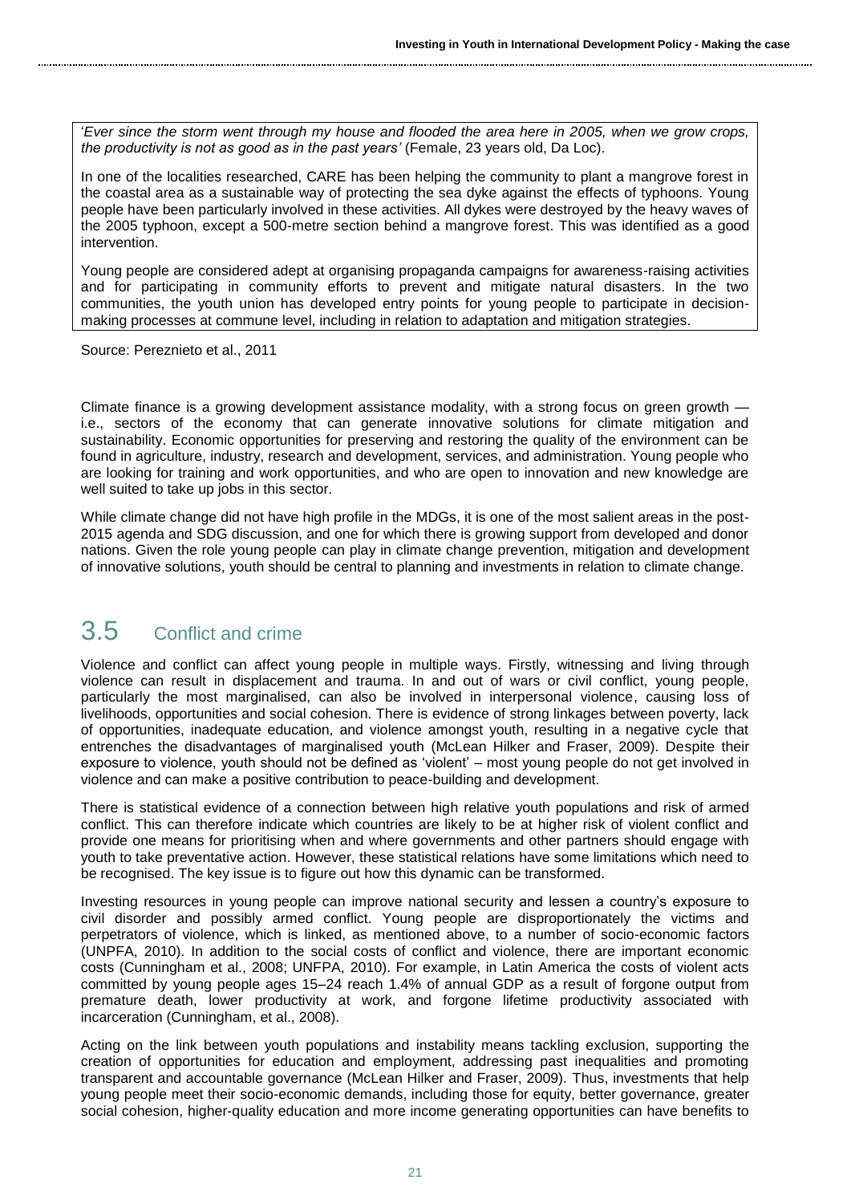'*Ever since the storm went through my house and flooded the area here in 2005, when we grow crops, the productivity is not as good as in the past years'* (Female, 23 years old, Da Loc).

In one of the localities researched, CARE has been helping the community to plant a mangrove forest in the coastal area as a sustainable way of protecting the sea dyke against the effects of typhoons. Young people have been particularly involved in these activities. All dykes were destroyed by the heavy waves of the 2005 typhoon, except a 500-metre section behind a mangrove forest. This was identified as a good intervention.

Young people are considered adept at organising propaganda campaigns for awareness-raising activities and for participating in community efforts to prevent and mitigate natural disasters. In the two communities, the youth union has developed entry points for young people to participate in decision-making processes at commune level, including in relation to adaptation and mitigation strategies.

Source: Pereznieto et al., 2011

Climate finance is a growing development assistance modality, with a strong focus on green growth — i.e., sectors of the economy that can generate innovative solutions for climate mitigation and sustainability. Economic opportunities for preserving and restoring the quality of the environment can be found in agriculture, industry, research and development, services, and administration. Young people who are looking for training and work opportunities, and who are open to innovation and new knowledge are well suited to take up jobs in this sector.

While climate change did not have high profile in the MDGs, it is one of the most salient areas in the post-2015 agenda and SDG discussion, and one for which there is growing support from developed and donor nations. Given the role young people can play in climate change prevention, mitigation and development of innovative solutions, youth should be central to planning and investments in relation to climate change.

## 3.5 Conflict and crime

Violence and conflict can affect young people in multiple ways. Firstly, witnessing and living through violence can result in displacement and trauma. In and out of wars or civil conflict, young people, particularly the most marginalised, can also be involved in interpersonal violence, causing loss of livelihoods, opportunities and social cohesion. There is evidence of strong linkages between poverty, lack of opportunities, inadequate education, and violence amongst youth, resulting in a negative cycle that entrenches the disadvantages of marginalised youth (McLean Hilker and Fraser, 2009). Despite their exposure to violence, youth should not be defined as 'violent' – most young people do not get involved in violence and can make a positive contribution to peace-building and development.

There is statistical evidence of a connection between high relative youth populations and risk of armed conflict. This can therefore indicate which countries are likely to be at higher risk of violent conflict and provide one means for prioritising when and where governments and other partners should engage with youth to take preventative action. However, these statistical relations have some limitations which need to be recognised. The key issue is to figure out how this dynamic can be transformed.

Investing resources in young people can improve national security and lessen a country's exposure to civil disorder and possibly armed conflict. Young people are disproportionately the victims and perpetrators of violence, which is linked, as mentioned above, to a number of socio-economic factors (UNPFA, 2010). In addition to the social costs of conflict and violence, there are important economic costs (Cunningham et al., 2008; UNFPA, 2010). For example, in Latin America the costs of violent acts committed by young people ages 15–24 reach 1.4% of annual GDP as a result of forgone output from premature death, lower productivity at work, and forgone lifetime productivity associated with incarceration (Cunningham, et al., 2008).

Acting on the link between youth populations and instability means tackling exclusion, supporting the creation of opportunities for education and employment, addressing past inequalities and promoting transparent and accountable governance (McLean Hilker and Fraser, 2009). Thus, investments that help young people meet their socio-economic demands, including those for equity, better governance, greater social cohesion, higher-quality education and more income generating opportunities can have benefits to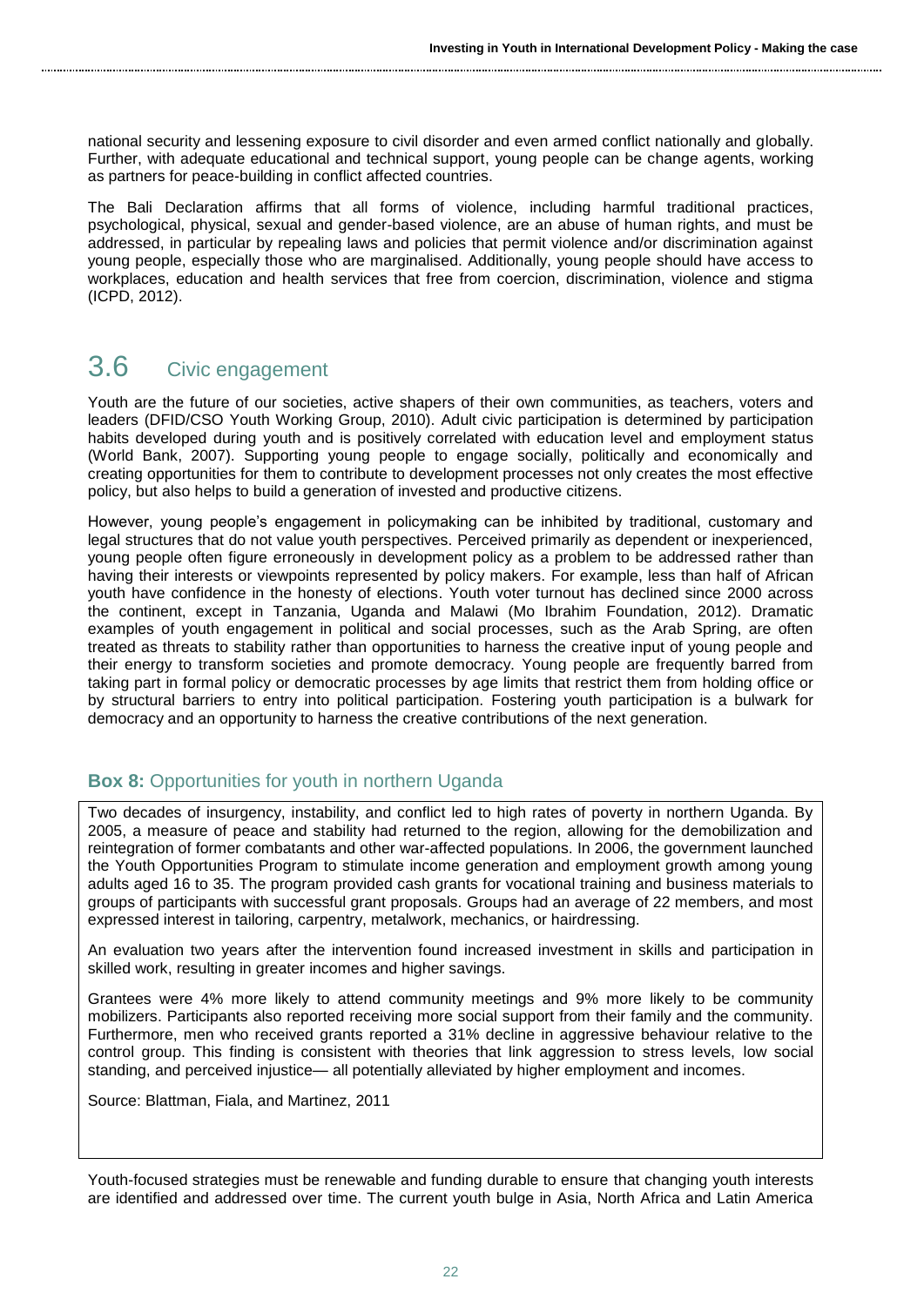national security and lessening exposure to civil disorder and even armed conflict nationally and globally. Further, with adequate educational and technical support, young people can be change agents, working as partners for peace-building in conflict affected countries.

The Bali Declaration affirms that all forms of violence, including harmful traditional practices, psychological, physical, sexual and gender-based violence, are an abuse of human rights, and must be addressed, in particular by repealing laws and policies that permit violence and/or discrimination against young people, especially those who are marginalised. Additionally, young people should have access to workplaces, education and health services that free from coercion, discrimination, violence and stigma (ICPD, 2012).

## 3.6 Civic engagement

Youth are the future of our societies, active shapers of their own communities, as teachers, voters and leaders (DFID/CSO Youth Working Group, 2010). Adult civic participation is determined by participation habits developed during youth and is positively correlated with education level and employment status (World Bank, 2007). Supporting young people to engage socially, politically and economically and creating opportunities for them to contribute to development processes not only creates the most effective policy, but also helps to build a generation of invested and productive citizens.

However, young people's engagement in policymaking can be inhibited by traditional, customary and legal structures that do not value youth perspectives. Perceived primarily as dependent or inexperienced, young people often figure erroneously in development policy as a problem to be addressed rather than having their interests or viewpoints represented by policy makers. For example, less than half of African youth have confidence in the honesty of elections. Youth voter turnout has declined since 2000 across the continent, except in Tanzania, Uganda and Malawi (Mo Ibrahim Foundation, 2012). Dramatic examples of youth engagement in political and social processes, such as the Arab Spring, are often treated as threats to stability rather than opportunities to harness the creative input of young people and their energy to transform societies and promote democracy. Young people are frequently barred from taking part in formal policy or democratic processes by age limits that restrict them from holding office or by structural barriers to entry into political participation. Fostering youth participation is a bulwark for democracy and an opportunity to harness the creative contributions of the next generation.

### **Box 8:** Opportunities for youth in northern Uganda

Two decades of insurgency, instability, and conflict led to high rates of poverty in northern Uganda. By 2005, a measure of peace and stability had returned to the region, allowing for the demobilization and reintegration of former combatants and other war-affected populations. In 2006, the government launched the Youth Opportunities Program to stimulate income generation and employment growth among young adults aged 16 to 35. The program provided cash grants for vocational training and business materials to groups of participants with successful grant proposals. Groups had an average of 22 members, and most expressed interest in tailoring, carpentry, metalwork, mechanics, or hairdressing.

An evaluation two years after the intervention found increased investment in skills and participation in skilled work, resulting in greater incomes and higher savings.

Grantees were 4% more likely to attend community meetings and 9% more likely to be community mobilizers. Participants also reported receiving more social support from their family and the community. Furthermore, men who received grants reported a 31% decline in aggressive behaviour relative to the control group. This finding is consistent with theories that link aggression to stress levels, low social standing, and perceived injustice— all potentially alleviated by higher employment and incomes.

Source: Blattman, Fiala, and Martinez, 2011

Youth-focused strategies must be renewable and funding durable to ensure that changing youth interests are identified and addressed over time. The current youth bulge in Asia, North Africa and Latin America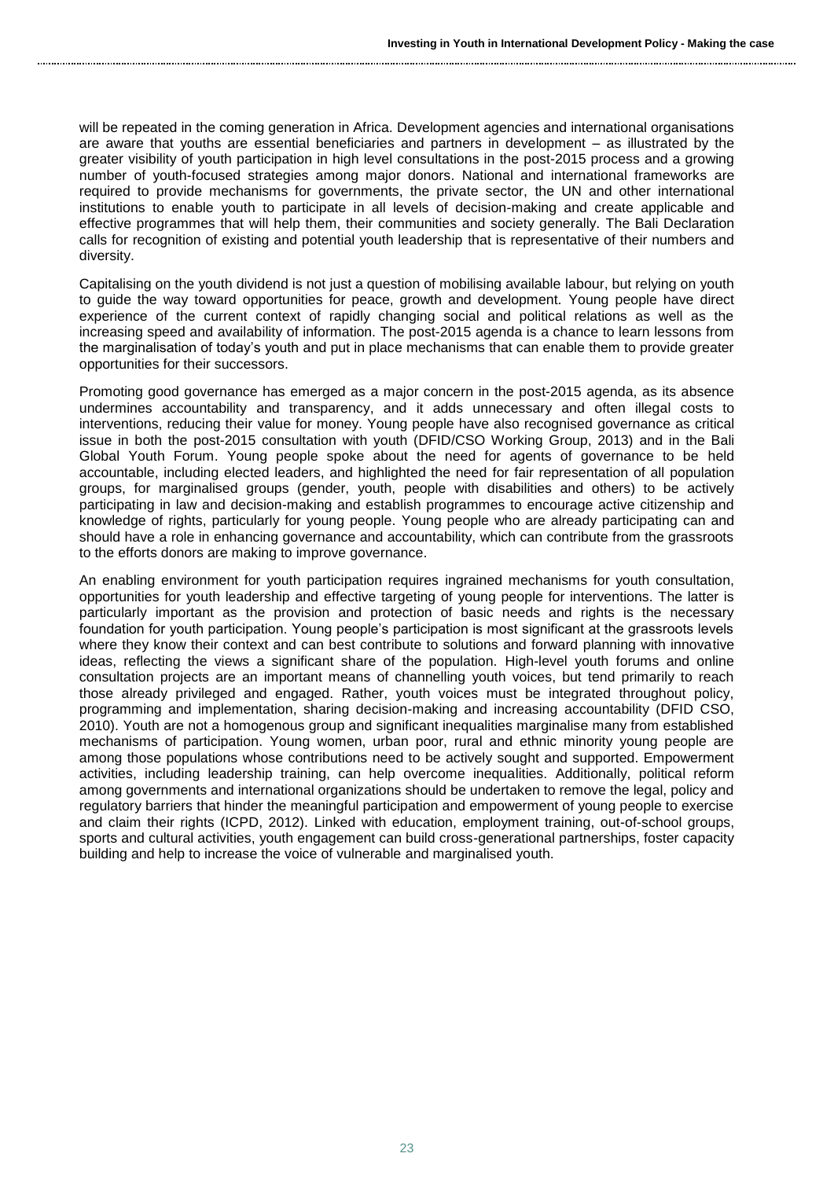will be repeated in the coming generation in Africa. Development agencies and international organisations are aware that youths are essential beneficiaries and partners in development – as illustrated by the greater visibility of youth participation in high level consultations in the post-2015 process and a growing number of youth-focused strategies among major donors. National and international frameworks are required to provide mechanisms for governments, the private sector, the UN and other international institutions to enable youth to participate in all levels of decision-making and create applicable and effective programmes that will help them, their communities and society generally. The Bali Declaration calls for recognition of existing and potential youth leadership that is representative of their numbers and diversity.

Capitalising on the youth dividend is not just a question of mobilising available labour, but relying on youth to guide the way toward opportunities for peace, growth and development. Young people have direct experience of the current context of rapidly changing social and political relations as well as the increasing speed and availability of information. The post-2015 agenda is a chance to learn lessons from the marginalisation of today's youth and put in place mechanisms that can enable them to provide greater opportunities for their successors.

Promoting good governance has emerged as a major concern in the post-2015 agenda, as its absence undermines accountability and transparency, and it adds unnecessary and often illegal costs to interventions, reducing their value for money. Young people have also recognised governance as critical issue in both the post-2015 consultation with youth (DFID/CSO Working Group, 2013) and in the Bali Global Youth Forum. Young people spoke about the need for agents of governance to be held accountable, including elected leaders, and highlighted the need for fair representation of all population groups, for marginalised groups (gender, youth, people with disabilities and others) to be actively participating in law and decision-making and establish programmes to encourage active citizenship and knowledge of rights, particularly for young people. Young people who are already participating can and should have a role in enhancing governance and accountability, which can contribute from the grassroots to the efforts donors are making to improve governance.

An enabling environment for youth participation requires ingrained mechanisms for youth consultation, opportunities for youth leadership and effective targeting of young people for interventions. The latter is particularly important as the provision and protection of basic needs and rights is the necessary foundation for youth participation. Young people's participation is most significant at the grassroots levels where they know their context and can best contribute to solutions and forward planning with innovative ideas, reflecting the views a significant share of the population. High-level youth forums and online consultation projects are an important means of channelling youth voices, but tend primarily to reach those already privileged and engaged. Rather, youth voices must be integrated throughout policy, programming and implementation, sharing decision-making and increasing accountability (DFID CSO, 2010). Youth are not a homogenous group and significant inequalities marginalise many from established mechanisms of participation. Young women, urban poor, rural and ethnic minority young people are among those populations whose contributions need to be actively sought and supported. Empowerment activities, including leadership training, can help overcome inequalities. Additionally, political reform among governments and international organizations should be undertaken to remove the legal, policy and regulatory barriers that hinder the meaningful participation and empowerment of young people to exercise and claim their rights (ICPD, 2012). Linked with education, employment training, out-of-school groups, sports and cultural activities, youth engagement can build cross-generational partnerships, foster capacity building and help to increase the voice of vulnerable and marginalised youth.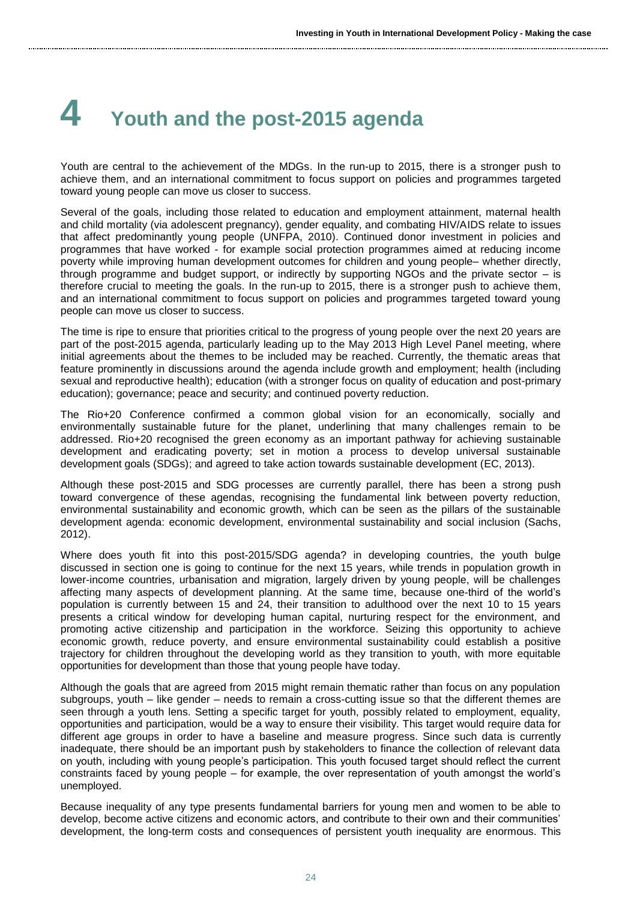# 4 Youth and the post-2015 agenda

Youth are central to the achievement of the MDGs. In the run-up to 2015, there is a stronger push to achieve them, and an international commitment to focus support on policies and programmes targeted toward young people can move us closer to success.

Several of the goals, including those related to education and employment attainment, maternal health and child mortality (via adolescent pregnancy), gender equality, and combating HIV/AIDS relate to issues that affect predominantly young people (UNFPA, 2010). Continued donor investment in policies and programmes that have worked - for example social protection programmes aimed at reducing income poverty while improving human development outcomes for children and young people– whether directly, through programme and budget support, or indirectly by supporting NGOs and the private sector – is therefore crucial to meeting the goals. In the run-up to 2015, there is a stronger push to achieve them, and an international commitment to focus support on policies and programmes targeted toward young people can move us closer to success.

The time is ripe to ensure that priorities critical to the progress of young people over the next 20 years are part of the post-2015 agenda, particularly leading up to the May 2013 High Level Panel meeting, where initial agreements about the themes to be included may be reached. Currently, the thematic areas that feature prominently in discussions around the agenda include growth and employment; health (including sexual and reproductive health); education (with a stronger focus on quality of education and post-primary education); governance; peace and security; and continued poverty reduction.

The Rio+20 Conference confirmed a common global vision for an economically, socially and environmentally sustainable future for the planet, underlining that many challenges remain to be addressed. Rio+20 recognised the green economy as an important pathway for achieving sustainable development and eradicating poverty; set in motion a process to develop universal sustainable development goals (SDGs); and agreed to take action towards sustainable development (EC, 2013).

Although these post-2015 and SDG processes are currently parallel, there has been a strong push toward convergence of these agendas, recognising the fundamental link between poverty reduction, environmental sustainability and economic growth, which can be seen as the pillars of the sustainable development agenda: economic development, environmental sustainability and social inclusion (Sachs, 2012).

Where does youth fit into this post-2015/SDG agenda? in developing countries, the youth bulge discussed in section one is going to continue for the next 15 years, while trends in population growth in lower-income countries, urbanisation and migration, largely driven by young people, will be challenges affecting many aspects of development planning. At the same time, because one-third of the world's population is currently between 15 and 24, their transition to adulthood over the next 10 to 15 years presents a critical window for developing human capital, nurturing respect for the environment, and promoting active citizenship and participation in the workforce. Seizing this opportunity to achieve economic growth, reduce poverty, and ensure environmental sustainability could establish a positive trajectory for children throughout the developing world as they transition to youth, with more equitable opportunities for development than those that young people have today.

Although the goals that are agreed from 2015 might remain thematic rather than focus on any population subgroups, youth – like gender – needs to remain a cross-cutting issue so that the different themes are seen through a youth lens. Setting a specific target for youth, possibly related to employment, equality, opportunities and participation, would be a way to ensure their visibility. This target would require data for different age groups in order to have a baseline and measure progress. Since such data is currently inadequate, there should be an important push by stakeholders to finance the collection of relevant data on youth, including with young people's participation. This youth focused target should reflect the current constraints faced by young people – for example, the over representation of youth amongst the world's unemployed.

Because inequality of any type presents fundamental barriers for young men and women to be able to develop, become active citizens and economic actors, and contribute to their own and their communities' development, the long-term costs and consequences of persistent youth inequality are enormous. This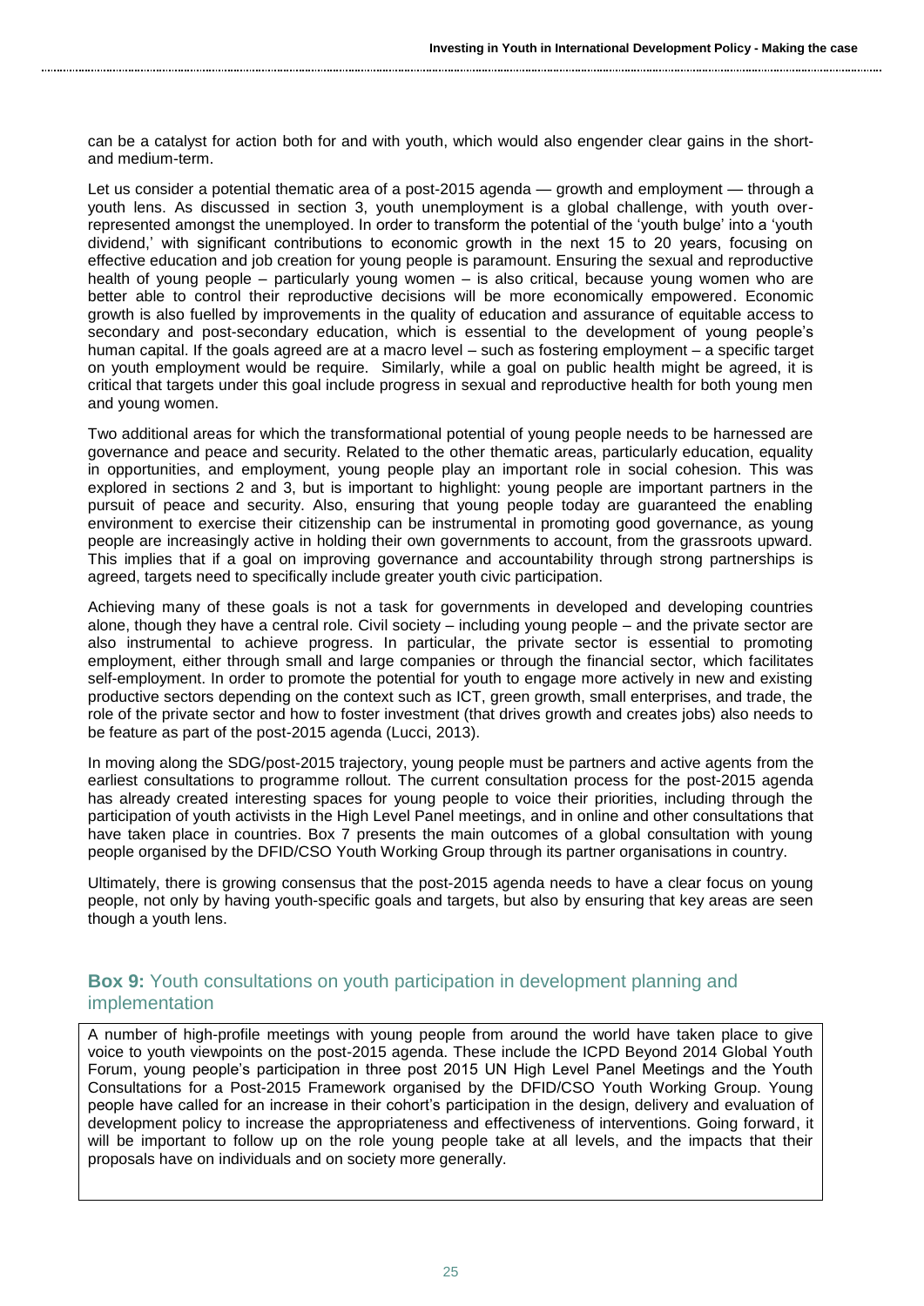can be a catalyst for action both for and with youth, which would also engender clear gains in the short- and medium-term.

Let us consider a potential thematic area of a post-2015 agenda — growth and employment — through a youth lens. As discussed in section 3, youth unemployment is a global challenge, with youth over-represented amongst the unemployed. In order to transform the potential of the 'youth bulge' into a 'youth dividend,' with significant contributions to economic growth in the next 15 to 20 years, focusing on effective education and job creation for young people is paramount. Ensuring the sexual and reproductive health of young people – particularly young women – is also critical, because young women who are better able to control their reproductive decisions will be more economically empowered. Economic growth is also fuelled by improvements in the quality of education and assurance of equitable access to secondary and post-secondary education, which is essential to the development of young people's human capital. If the goals agreed are at a macro level – such as fostering employment – a specific target on youth employment would be require. Similarly, while a goal on public health might be agreed, it is critical that targets under this goal include progress in sexual and reproductive health for both young men and young women.

Two additional areas for which the transformational potential of young people needs to be harnessed are governance and peace and security. Related to the other thematic areas, particularly education, equality in opportunities, and employment, young people play an important role in social cohesion. This was explored in sections 2 and 3, but is important to highlight: young people are important partners in the pursuit of peace and security. Also, ensuring that young people today are guaranteed the enabling environment to exercise their citizenship can be instrumental in promoting good governance, as young people are increasingly active in holding their own governments to account, from the grassroots upward. This implies that if a goal on improving governance and accountability through strong partnerships is agreed, targets need to specifically include greater youth civic participation.

Achieving many of these goals is not a task for governments in developed and developing countries alone, though they have a central role. Civil society – including young people – and the private sector are also instrumental to achieve progress. In particular, the private sector is essential to promoting employment, either through small and large companies or through the financial sector, which facilitates self-employment. In order to promote the potential for youth to engage more actively in new and existing productive sectors depending on the context such as ICT, green growth, small enterprises, and trade, the role of the private sector and how to foster investment (that drives growth and creates jobs) also needs to be feature as part of the post-2015 agenda (Lucci, 2013).

In moving along the SDG/post-2015 trajectory, young people must be partners and active agents from the earliest consultations to programme rollout. The current consultation process for the post-2015 agenda has already created interesting spaces for young people to voice their priorities, including through the participation of youth activists in the High Level Panel meetings, and in online and other consultations that have taken place in countries. Box 7 presents the main outcomes of a global consultation with young people organised by the DFID/CSO Youth Working Group through its partner organisations in country.

Ultimately, there is growing consensus that the post-2015 agenda needs to have a clear focus on young people, not only by having youth-specific goals and targets, but also by ensuring that key areas are seen though a youth lens.

### **Box 9:** Youth consultations on youth participation in development planning and implementation

A number of high-profile meetings with young people from around the world have taken place to give voice to youth viewpoints on the post-2015 agenda. These include the ICPD Beyond 2014 Global Youth Forum, young people's participation in three post 2015 UN High Level Panel Meetings and the Youth Consultations for a Post-2015 Framework organised by the DFID/CSO Youth Working Group. Young people have called for an increase in their cohort's participation in the design, delivery and evaluation of development policy to increase the appropriateness and effectiveness of interventions. Going forward, it will be important to follow up on the role young people take at all levels, and the impacts that their proposals have on individuals and on society more generally.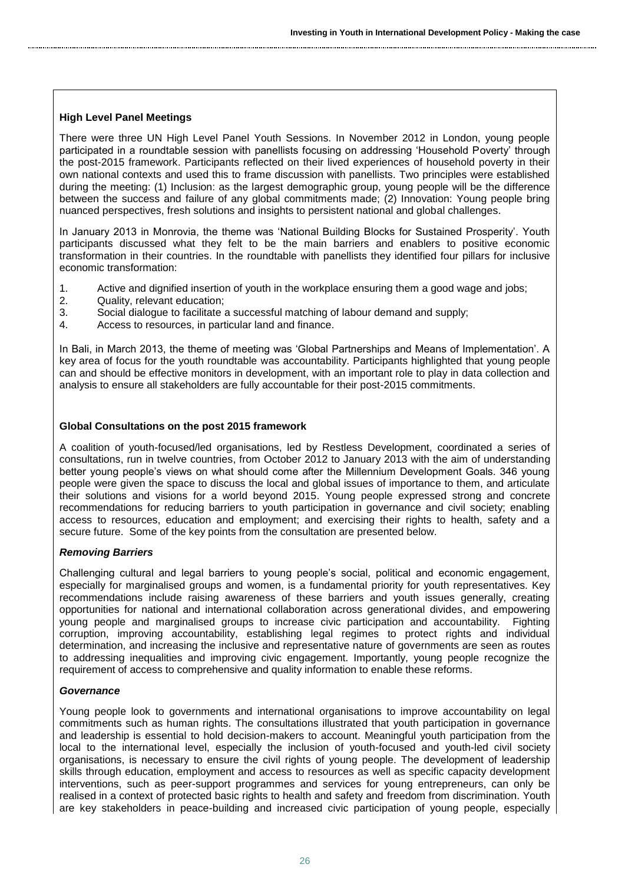### High Level Panel Meetings

There were three UN High Level Panel Youth Sessions. In November 2012 in London, young people participated in a roundtable session with panellists focusing on addressing 'Household Poverty' through the post-2015 framework. Participants reflected on their lived experiences of household poverty in their own national contexts and used this to frame discussion with panellists. Two principles were established during the meeting: (1) Inclusion: as the largest demographic group, young people will be the difference between the success and failure of any global commitments made; (2) Innovation: Young people bring nuanced perspectives, fresh solutions and insights to persistent national and global challenges.

In January 2013 in Monrovia, the theme was 'National Building Blocks for Sustained Prosperity'. Youth participants discussed what they felt to be the main barriers and enablers to positive economic transformation in their countries. In the roundtable with panellists they identified four pillars for inclusive economic transformation:

1. Active and dignified insertion of youth in the workplace ensuring them a good wage and jobs;
2. Quality, relevant education;
3. Social dialogue to facilitate a successful matching of labour demand and supply;
4. Access to resources, in particular land and finance.

In Bali, in March 2013, the theme of meeting was 'Global Partnerships and Means of Implementation'. A key area of focus for the youth roundtable was accountability. Participants highlighted that young people can and should be effective monitors in development, with an important role to play in data collection and analysis to ensure all stakeholders are fully accountable for their post-2015 commitments.

### Global Consultations on the post 2015 framework

A coalition of youth-focused/led organisations, led by Restless Development, coordinated a series of consultations, run in twelve countries, from October 2012 to January 2013 with the aim of understanding better young people's views on what should come after the Millennium Development Goals. 346 young people were given the space to discuss the local and global issues of importance to them, and articulate their solutions and visions for a world beyond 2015. Young people expressed strong and concrete recommendations for reducing barriers to youth participation in governance and civil society; enabling access to resources, education and employment; and exercising their rights to health, safety and a secure future. Some of the key points from the consultation are presented below.

#### *Removing Barriers*

Challenging cultural and legal barriers to young people's social, political and economic engagement, especially for marginalised groups and women, is a fundamental priority for youth representatives. Key recommendations include raising awareness of these barriers and youth issues generally, creating opportunities for national and international collaboration across generational divides, and empowering young people and marginalised groups to increase civic participation and accountability. Fighting corruption, improving accountability, establishing legal regimes to protect rights and individual determination, and increasing the inclusive and representative nature of governments are seen as routes to addressing inequalities and improving civic engagement. Importantly, young people recognize the requirement of access to comprehensive and quality information to enable these reforms.

#### *Governance*

Young people look to governments and international organisations to improve accountability on legal commitments such as human rights. The consultations illustrated that youth participation in governance and leadership is essential to hold decision-makers to account. Meaningful youth participation from the local to the international level, especially the inclusion of youth-focused and youth-led civil society organisations, is necessary to ensure the civil rights of young people. The development of leadership skills through education, employment and access to resources as well as specific capacity development interventions, such as peer-support programmes and services for young entrepreneurs, can only be realised in a context of protected basic rights to health and safety and freedom from discrimination. Youth are key stakeholders in peace-building and increased civic participation of young people, especially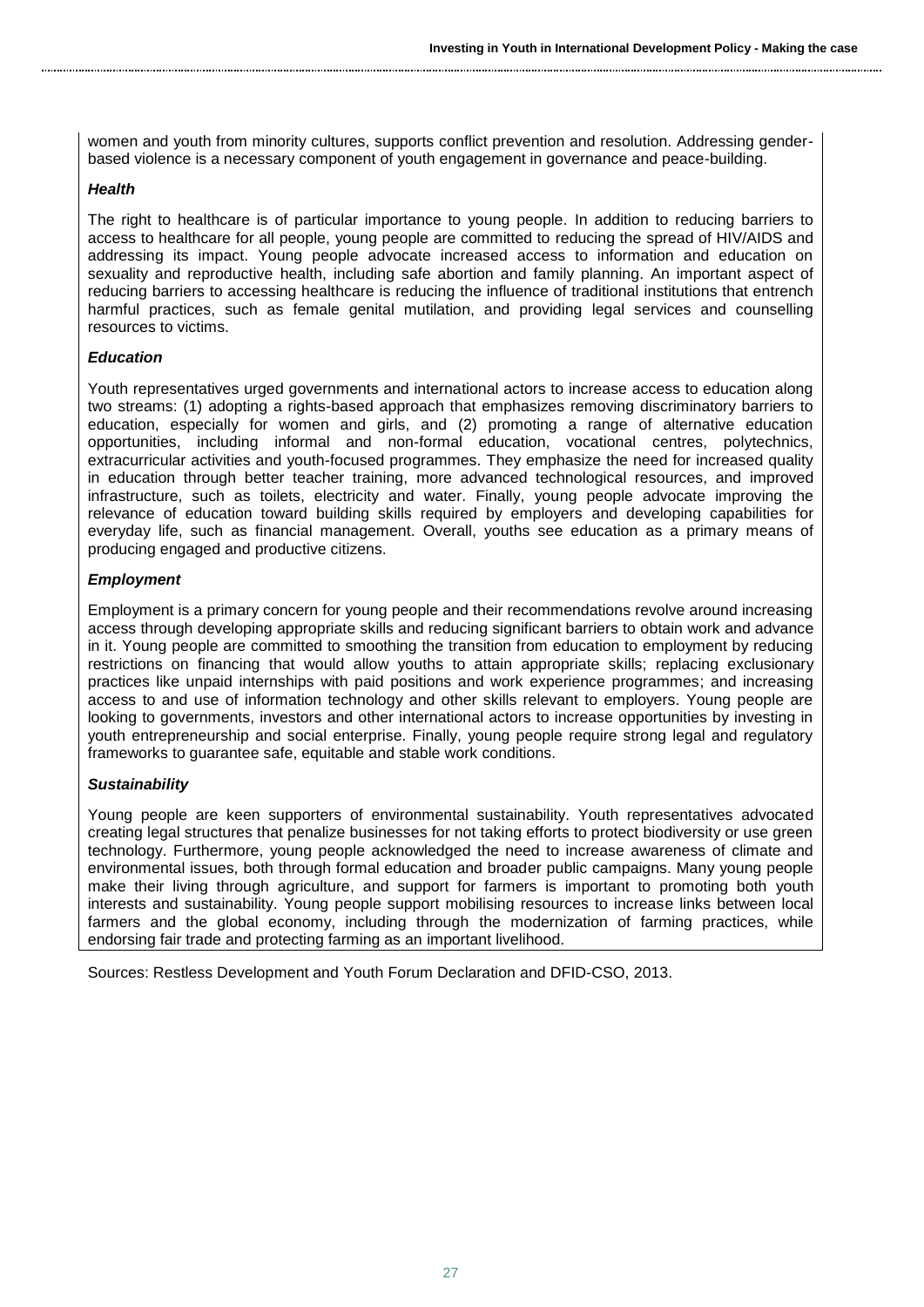women and youth from minority cultures, supports conflict prevention and resolution. Addressing gender-based violence is a necessary component of youth engagement in governance and peace-building.

***Health***

The right to healthcare is of particular importance to young people. In addition to reducing barriers to access to healthcare for all people, young people are committed to reducing the spread of HIV/AIDS and addressing its impact. Young people advocate increased access to information and education on sexuality and reproductive health, including safe abortion and family planning. An important aspect of reducing barriers to accessing healthcare is reducing the influence of traditional institutions that entrench harmful practices, such as female genital mutilation, and providing legal services and counselling resources to victims.

***Education***

Youth representatives urged governments and international actors to increase access to education along two streams: (1) adopting a rights-based approach that emphasizes removing discriminatory barriers to education, especially for women and girls, and (2) promoting a range of alternative education opportunities, including informal and non-formal education, vocational centres, polytechnics, extracurricular activities and youth-focused programmes. They emphasize the need for increased quality in education through better teacher training, more advanced technological resources, and improved infrastructure, such as toilets, electricity and water. Finally, young people advocate improving the relevance of education toward building skills required by employers and developing capabilities for everyday life, such as financial management. Overall, youths see education as a primary means of producing engaged and productive citizens.

***Employment***

Employment is a primary concern for young people and their recommendations revolve around increasing access through developing appropriate skills and reducing significant barriers to obtain work and advance in it. Young people are committed to smoothing the transition from education to employment by reducing restrictions on financing that would allow youths to attain appropriate skills; replacing exclusionary practices like unpaid internships with paid positions and work experience programmes; and increasing access to and use of information technology and other skills relevant to employers. Young people are looking to governments, investors and other international actors to increase opportunities by investing in youth entrepreneurship and social enterprise. Finally, young people require strong legal and regulatory frameworks to guarantee safe, equitable and stable work conditions.

***Sustainability***

Young people are keen supporters of environmental sustainability. Youth representatives advocated creating legal structures that penalize businesses for not taking efforts to protect biodiversity or use green technology. Furthermore, young people acknowledged the need to increase awareness of climate and environmental issues, both through formal education and broader public campaigns. Many young people make their living through agriculture, and support for farmers is important to promoting both youth interests and sustainability. Young people support mobilising resources to increase links between local farmers and the global economy, including through the modernization of farming practices, while endorsing fair trade and protecting farming as an important livelihood.

Sources: Restless Development and Youth Forum Declaration and DFID-CSO, 2013.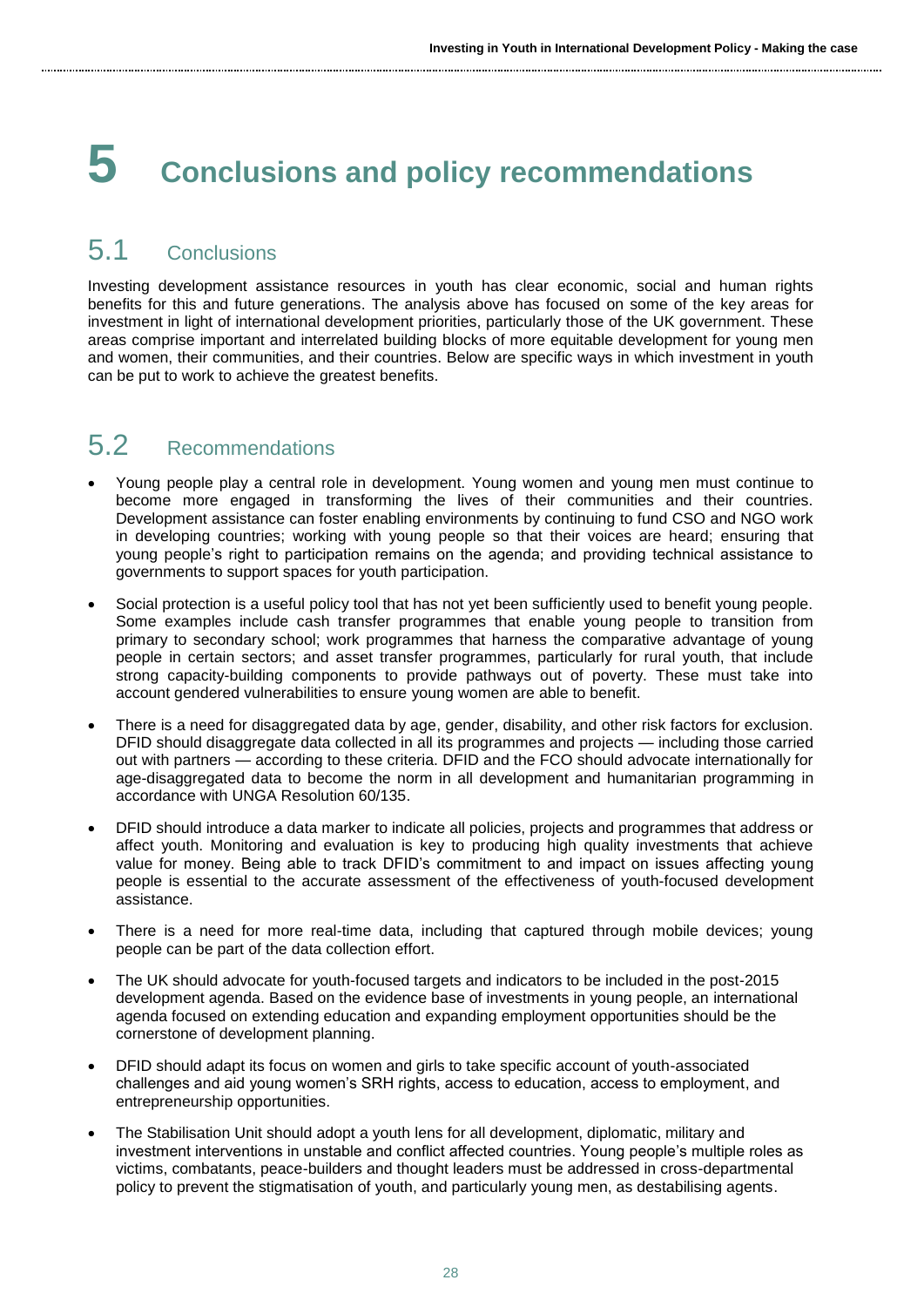# 5 Conclusions and policy recommendations

## 5.1 Conclusions

Investing development assistance resources in youth has clear economic, social and human rights benefits for this and future generations. The analysis above has focused on some of the key areas for investment in light of international development priorities, particularly those of the UK government. These areas comprise important and interrelated building blocks of more equitable development for young men and women, their communities, and their countries. Below are specific ways in which investment in youth can be put to work to achieve the greatest benefits.

## 5.2 Recommendations

- Young people play a central role in development. Young women and young men must continue to become more engaged in transforming the lives of their communities and their countries. Development assistance can foster enabling environments by continuing to fund CSO and NGO work in developing countries; working with young people so that their voices are heard; ensuring that young people's right to participation remains on the agenda; and providing technical assistance to governments to support spaces for youth participation.
- Social protection is a useful policy tool that has not yet been sufficiently used to benefit young people. Some examples include cash transfer programmes that enable young people to transition from primary to secondary school; work programmes that harness the comparative advantage of young people in certain sectors; and asset transfer programmes, particularly for rural youth, that include strong capacity-building components to provide pathways out of poverty. These must take into account gendered vulnerabilities to ensure young women are able to benefit.
- There is a need for disaggregated data by age, gender, disability, and other risk factors for exclusion. DFID should disaggregate data collected in all its programmes and projects — including those carried out with partners — according to these criteria. DFID and the FCO should advocate internationally for age-disaggregated data to become the norm in all development and humanitarian programming in accordance with UNGA Resolution 60/135.
- DFID should introduce a data marker to indicate all policies, projects and programmes that address or affect youth. Monitoring and evaluation is key to producing high quality investments that achieve value for money. Being able to track DFID's commitment to and impact on issues affecting young people is essential to the accurate assessment of the effectiveness of youth-focused development assistance.
- There is a need for more real-time data, including that captured through mobile devices; young people can be part of the data collection effort.
- The UK should advocate for youth-focused targets and indicators to be included in the post-2015 development agenda. Based on the evidence base of investments in young people, an international agenda focused on extending education and expanding employment opportunities should be the cornerstone of development planning.
- DFID should adapt its focus on women and girls to take specific account of youth-associated challenges and aid young women's SRH rights, access to education, access to employment, and entrepreneurship opportunities.
- The Stabilisation Unit should adopt a youth lens for all development, diplomatic, military and investment interventions in unstable and conflict affected countries. Young people's multiple roles as victims, combatants, peace-builders and thought leaders must be addressed in cross-departmental policy to prevent the stigmatisation of youth, and particularly young men, as destabilising agents.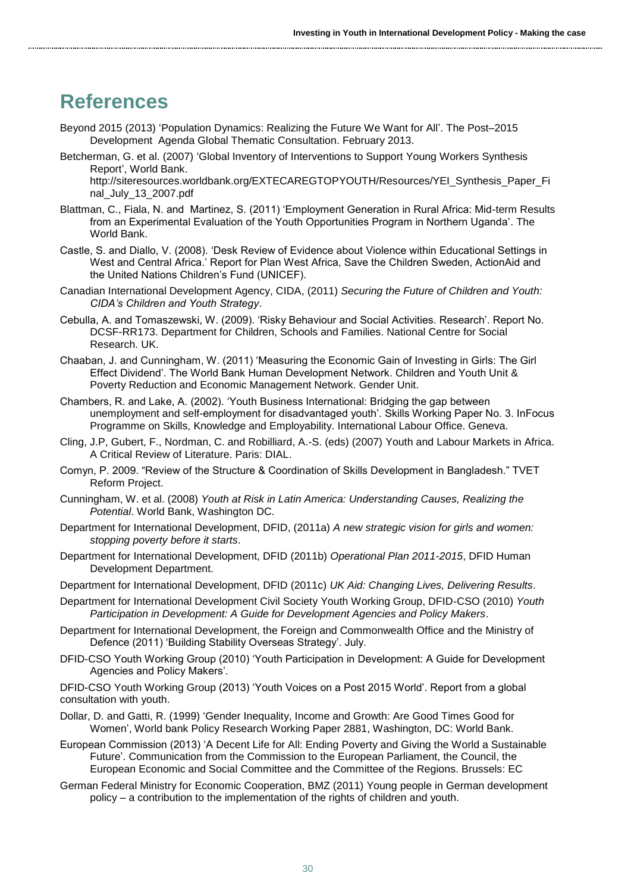# References

Beyond 2015 (2013) 'Population Dynamics: Realizing the Future We Want for All'. The Post–2015 Development Agenda Global Thematic Consultation. February 2013.

Betcherman, G. et al. (2007) 'Global Inventory of Interventions to Support Young Workers Synthesis Report', World Bank. http://siteresources.worldbank.org/EXTECAREGTOPYOUTH/Resources/YEI_Synthesis_Paper_Final_July_13_2007.pdf

Blattman, C., Fiala, N. and Martinez, S. (2011) 'Employment Generation in Rural Africa: Mid-term Results from an Experimental Evaluation of the Youth Opportunities Program in Northern Uganda'. The World Bank.

Castle, S. and Diallo, V. (2008). 'Desk Review of Evidence about Violence within Educational Settings in West and Central Africa.' Report for Plan West Africa, Save the Children Sweden, ActionAid and the United Nations Children's Fund (UNICEF).

Canadian International Development Agency, CIDA, (2011) *Securing the Future of Children and Youth: CIDA's Children and Youth Strategy*.

Cebulla, A. and Tomaszewski, W. (2009). 'Risky Behaviour and Social Activities. Research'. Report No. DCSF-RR173. Department for Children, Schools and Families. National Centre for Social Research. UK.

Chaaban, J. and Cunningham, W. (2011) 'Measuring the Economic Gain of Investing in Girls: The Girl Effect Dividend'. The World Bank Human Development Network. Children and Youth Unit & Poverty Reduction and Economic Management Network. Gender Unit.

Chambers, R. and Lake, A. (2002). 'Youth Business International: Bridging the gap between unemployment and self-employment for disadvantaged youth'. Skills Working Paper No. 3. InFocus Programme on Skills, Knowledge and Employability. International Labour Office. Geneva.

Cling, J.P, Gubert, F., Nordman, C. and Robilliard, A.-S. (eds) (2007) Youth and Labour Markets in Africa. A Critical Review of Literature. Paris: DIAL.

Comyn, P. 2009. "Review of the Structure & Coordination of Skills Development in Bangladesh." TVET Reform Project.

Cunningham, W. et al. (2008) *Youth at Risk in Latin America: Understanding Causes, Realizing the Potential*. World Bank, Washington DC.

Department for International Development, DFID, (2011a) *A new strategic vision for girls and women: stopping poverty before it starts*.

Department for International Development, DFID (2011b) *Operational Plan 2011-2015*, DFID Human Development Department.

Department for International Development, DFID (2011c) *UK Aid: Changing Lives, Delivering Results*.

Department for International Development Civil Society Youth Working Group, DFID-CSO (2010) *Youth Participation in Development: A Guide for Development Agencies and Policy Makers*.

Department for International Development, the Foreign and Commonwealth Office and the Ministry of Defence (2011) 'Building Stability Overseas Strategy'. July.

DFID-CSO Youth Working Group (2010) 'Youth Participation in Development: A Guide for Development Agencies and Policy Makers'.

DFID-CSO Youth Working Group (2013) 'Youth Voices on a Post 2015 World'. Report from a global consultation with youth.

Dollar, D. and Gatti, R. (1999) 'Gender Inequality, Income and Growth: Are Good Times Good for Women', World bank Policy Research Working Paper 2881, Washington, DC: World Bank.

European Commission (2013) 'A Decent Life for All: Ending Poverty and Giving the World a Sustainable Future'. Communication from the Commission to the European Parliament, the Council, the European Economic and Social Committee and the Committee of the Regions. Brussels: EC

German Federal Ministry for Economic Cooperation, BMZ (2011) Young people in German development policy – a contribution to the implementation of the rights of children and youth.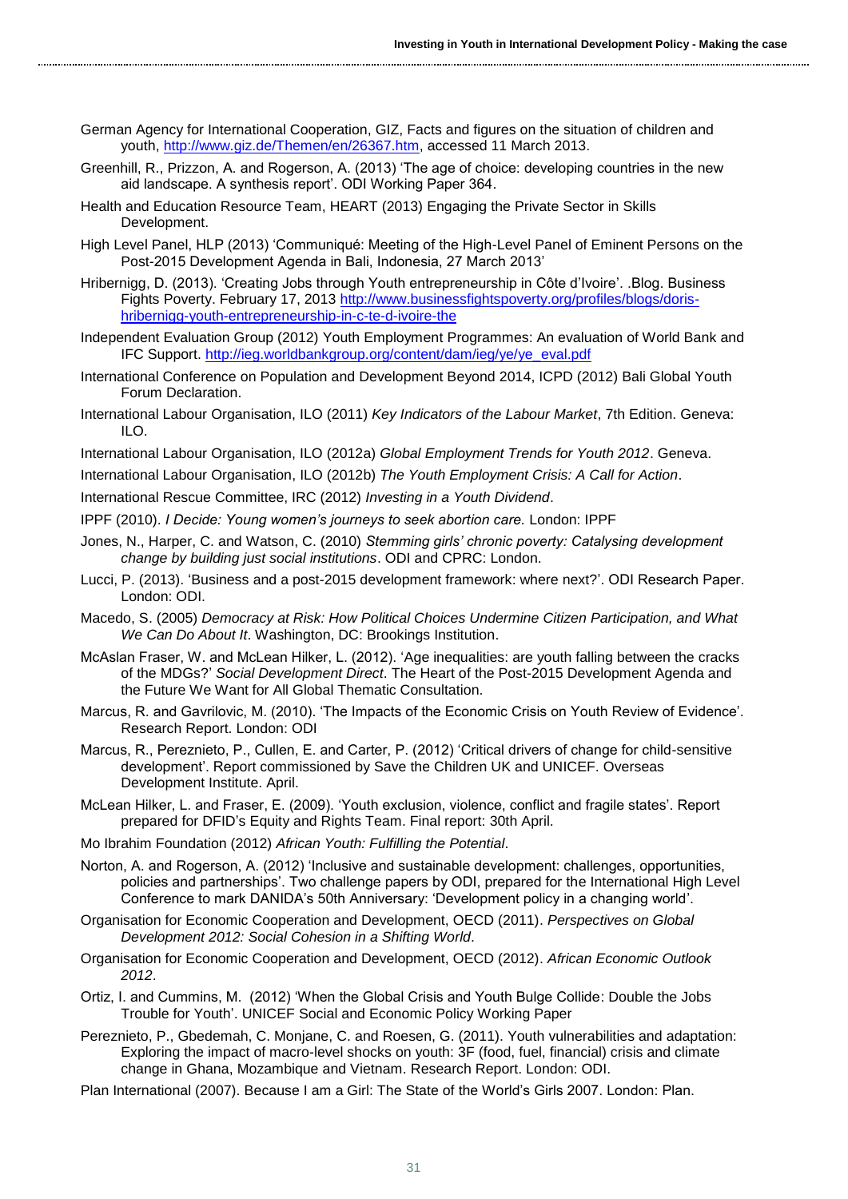German Agency for International Cooperation, GIZ, Facts and figures on the situation of children and youth, http://www.giz.de/Themen/en/26367.htm, accessed 11 March 2013.

Greenhill, R., Prizzon, A. and Rogerson, A. (2013) 'The age of choice: developing countries in the new aid landscape. A synthesis report'. ODI Working Paper 364.

Health and Education Resource Team, HEART (2013) Engaging the Private Sector in Skills Development.

High Level Panel, HLP (2013) 'Communiqué: Meeting of the High-Level Panel of Eminent Persons on the Post-2015 Development Agenda in Bali, Indonesia, 27 March 2013'

Hribernigg, D. (2013). 'Creating Jobs through Youth entrepreneurship in Côte d'Ivoire'. .Blog. Business Fights Poverty. February 17, 2013 http://www.businessfightspoverty.org/profiles/blogs/doris-hribernigg-youth-entrepreneurship-in-c-te-d-ivoire-the

Independent Evaluation Group (2012) Youth Employment Programmes: An evaluation of World Bank and IFC Support. http://ieg.worldbankgroup.org/content/dam/ieg/ye/ye_eval.pdf

International Conference on Population and Development Beyond 2014, ICPD (2012) Bali Global Youth Forum Declaration.

International Labour Organisation, ILO (2011) *Key Indicators of the Labour Market*, 7th Edition. Geneva: ILO.

International Labour Organisation, ILO (2012a) *Global Employment Trends for Youth 2012*. Geneva.

International Labour Organisation, ILO (2012b) *The Youth Employment Crisis: A Call for Action*.

International Rescue Committee, IRC (2012) *Investing in a Youth Dividend*.

IPPF (2010). *I Decide: Young women's journeys to seek abortion care.* London: IPPF

Jones, N., Harper, C. and Watson, C. (2010) *Stemming girls' chronic poverty: Catalysing development change by building just social institutions*. ODI and CPRC: London.

Lucci, P. (2013). 'Business and a post-2015 development framework: where next?'. ODI Research Paper. London: ODI.

Macedo, S. (2005) *Democracy at Risk: How Political Choices Undermine Citizen Participation, and What We Can Do About It*. Washington, DC: Brookings Institution.

McAslan Fraser, W. and McLean Hilker, L. (2012). 'Age inequalities: are youth falling between the cracks of the MDGs?' *Social Development Direct*. The Heart of the Post-2015 Development Agenda and the Future We Want for All Global Thematic Consultation.

Marcus, R. and Gavrilovic, M. (2010). 'The Impacts of the Economic Crisis on Youth Review of Evidence'. Research Report. London: ODI

Marcus, R., Pereznieto, P., Cullen, E. and Carter, P. (2012) 'Critical drivers of change for child-sensitive development'. Report commissioned by Save the Children UK and UNICEF. Overseas Development Institute. April.

McLean Hilker, L. and Fraser, E. (2009). 'Youth exclusion, violence, conflict and fragile states'. Report prepared for DFID's Equity and Rights Team. Final report: 30th April.

Mo Ibrahim Foundation (2012) *African Youth: Fulfilling the Potential*.

Norton, A. and Rogerson, A. (2012) 'Inclusive and sustainable development: challenges, opportunities, policies and partnerships'. Two challenge papers by ODI, prepared for the International High Level Conference to mark DANIDA's 50th Anniversary: 'Development policy in a changing world'.

Organisation for Economic Cooperation and Development, OECD (2011). *Perspectives on Global Development 2012: Social Cohesion in a Shifting World*.

Organisation for Economic Cooperation and Development, OECD (2012). *African Economic Outlook 2012*.

Ortiz, I. and Cummins, M. (2012) 'When the Global Crisis and Youth Bulge Collide: Double the Jobs Trouble for Youth'. UNICEF Social and Economic Policy Working Paper

Pereznieto, P., Gbedemah, C. Monjane, C. and Roesen, G. (2011). Youth vulnerabilities and adaptation: Exploring the impact of macro-level shocks on youth: 3F (food, fuel, financial) crisis and climate change in Ghana, Mozambique and Vietnam. Research Report. London: ODI.

Plan International (2007). Because I am a Girl: The State of the World's Girls 2007. London: Plan.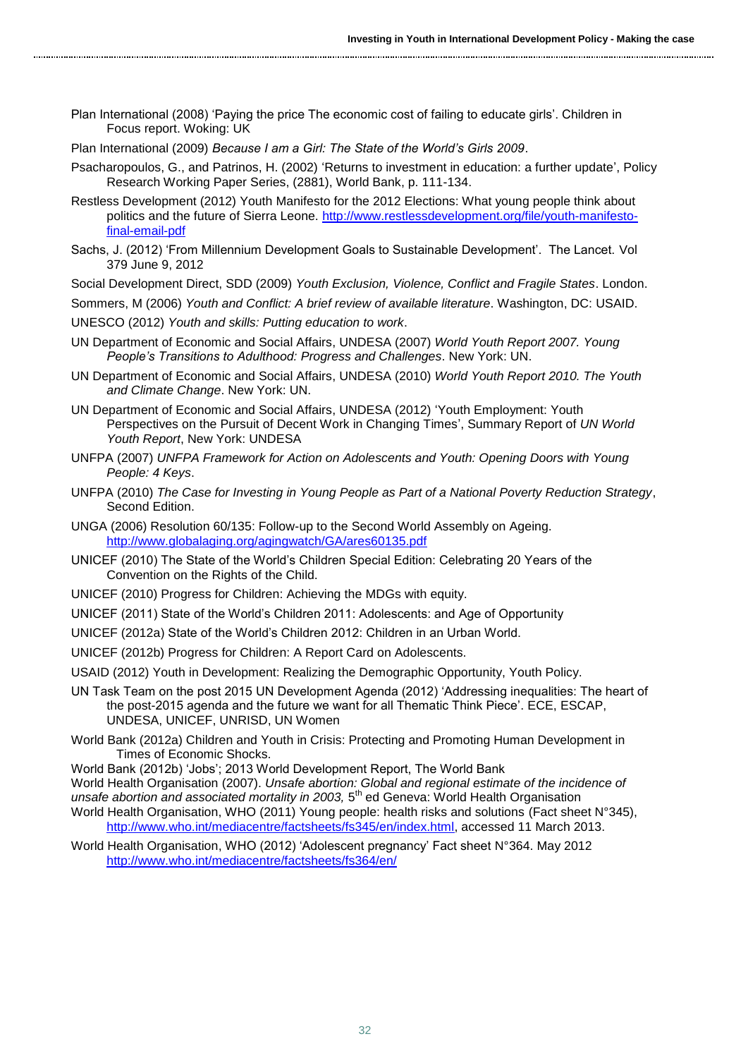Plan International (2008) 'Paying the price The economic cost of failing to educate girls'. Children in Focus report. Woking: UK

Plan International (2009) *Because I am a Girl: The State of the World's Girls 2009*.

Psacharopoulos, G., and Patrinos, H. (2002) 'Returns to investment in education: a further update', Policy Research Working Paper Series, (2881), World Bank, p. 111-134.

Restless Development (2012) Youth Manifesto for the 2012 Elections: What young people think about politics and the future of Sierra Leone. http://www.restlessdevelopment.org/file/youth-manifesto-final-email-pdf

Sachs, J. (2012) 'From Millennium Development Goals to Sustainable Development'. The Lancet. Vol 379 June 9, 2012

Social Development Direct, SDD (2009) *Youth Exclusion, Violence, Conflict and Fragile States*. London.

Sommers, M (2006) *Youth and Conflict: A brief review of available literature*. Washington, DC: USAID.

UNESCO (2012) *Youth and skills: Putting education to work*.

UN Department of Economic and Social Affairs, UNDESA (2007) *World Youth Report 2007. Young People's Transitions to Adulthood: Progress and Challenges*. New York: UN.

UN Department of Economic and Social Affairs, UNDESA (2010) *World Youth Report 2010. The Youth and Climate Change*. New York: UN.

UN Department of Economic and Social Affairs, UNDESA (2012) 'Youth Employment: Youth Perspectives on the Pursuit of Decent Work in Changing Times', Summary Report of *UN World Youth Report*, New York: UNDESA

UNFPA (2007) *UNFPA Framework for Action on Adolescents and Youth: Opening Doors with Young People: 4 Keys*.

UNFPA (2010) *The Case for Investing in Young People as Part of a National Poverty Reduction Strategy*, Second Edition.

UNGA (2006) Resolution 60/135: Follow-up to the Second World Assembly on Ageing. http://www.globalaging.org/agingwatch/GA/ares60135.pdf

UNICEF (2010) The State of the World's Children Special Edition: Celebrating 20 Years of the Convention on the Rights of the Child.

UNICEF (2010) Progress for Children: Achieving the MDGs with equity.

UNICEF (2011) State of the World's Children 2011: Adolescents: and Age of Opportunity

UNICEF (2012a) State of the World's Children 2012: Children in an Urban World.

UNICEF (2012b) Progress for Children: A Report Card on Adolescents.

USAID (2012) Youth in Development: Realizing the Demographic Opportunity, Youth Policy.

UN Task Team on the post 2015 UN Development Agenda (2012) 'Addressing inequalities: The heart of the post-2015 agenda and the future we want for all Thematic Think Piece'. ECE, ESCAP, UNDESA, UNICEF, UNRISD, UN Women

World Bank (2012a) Children and Youth in Crisis: Protecting and Promoting Human Development in Times of Economic Shocks.

World Bank (2012b) 'Jobs'; 2013 World Development Report, The World Bank

World Health Organisation (2007). *Unsafe abortion: Global and regional estimate of the incidence of unsafe abortion and associated mortality in 2003,* 5th ed Geneva: World Health Organisation

World Health Organisation, WHO (2011) Young people: health risks and solutions (Fact sheet N°345), http://www.who.int/mediacentre/factsheets/fs345/en/index.html, accessed 11 March 2013.

World Health Organisation, WHO (2012) 'Adolescent pregnancy' Fact sheet N°364. May 2012 http://www.who.int/mediacentre/factsheets/fs364/en/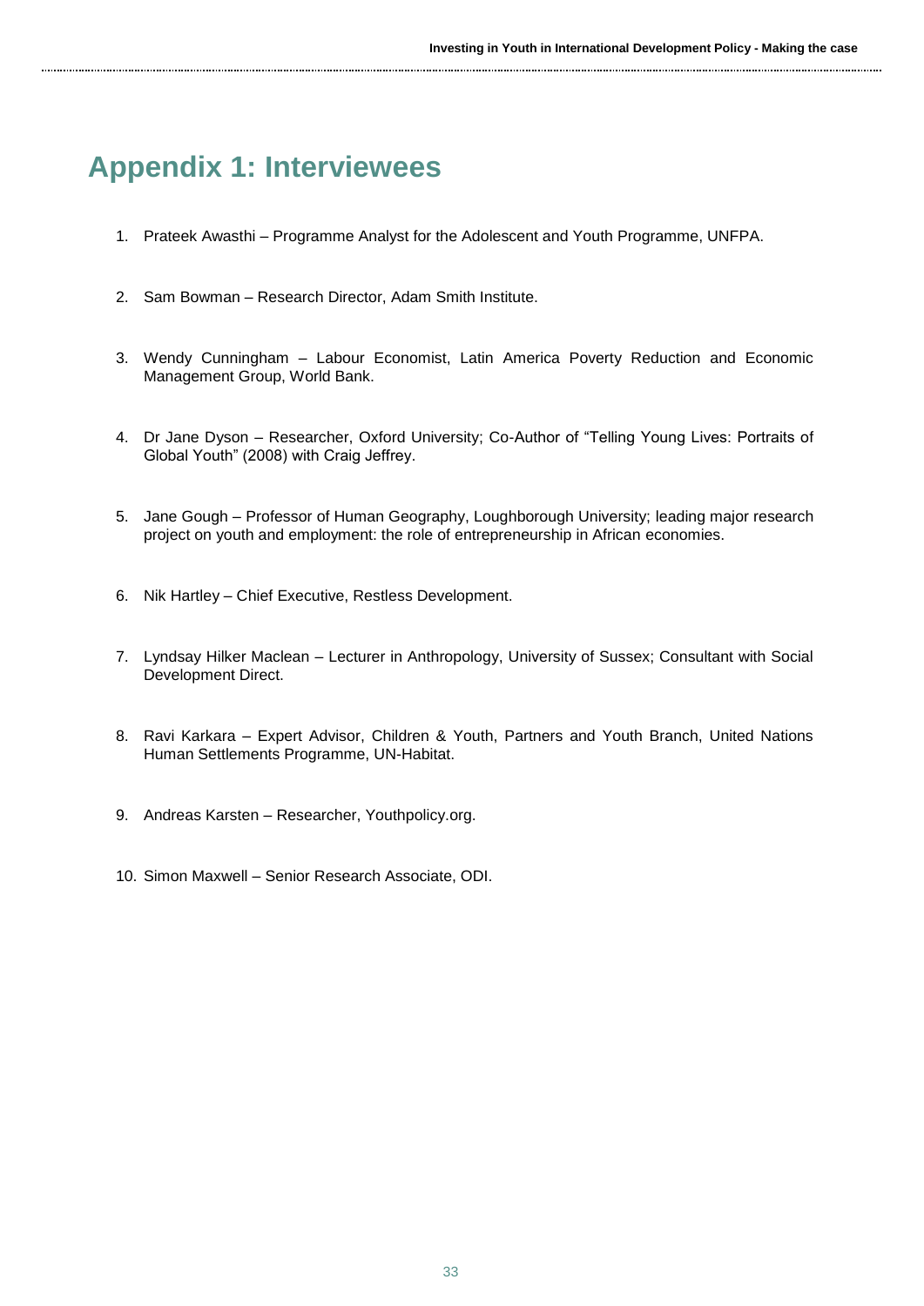# Appendix 1: Interviewees

1. Prateek Awasthi – Programme Analyst for the Adolescent and Youth Programme, UNFPA.

2. Sam Bowman – Research Director, Adam Smith Institute.

3. Wendy Cunningham – Labour Economist, Latin America Poverty Reduction and Economic Management Group, World Bank.

4. Dr Jane Dyson – Researcher, Oxford University; Co-Author of "Telling Young Lives: Portraits of Global Youth" (2008) with Craig Jeffrey.

5. Jane Gough – Professor of Human Geography, Loughborough University; leading major research project on youth and employment: the role of entrepreneurship in African economies.

6. Nik Hartley – Chief Executive, Restless Development.

7. Lyndsay Hilker Maclean – Lecturer in Anthropology, University of Sussex; Consultant with Social Development Direct.

8. Ravi Karkara – Expert Advisor, Children & Youth, Partners and Youth Branch, United Nations Human Settlements Programme, UN-Habitat.

9. Andreas Karsten – Researcher, Youthpolicy.org.

10. Simon Maxwell – Senior Research Associate, ODI.